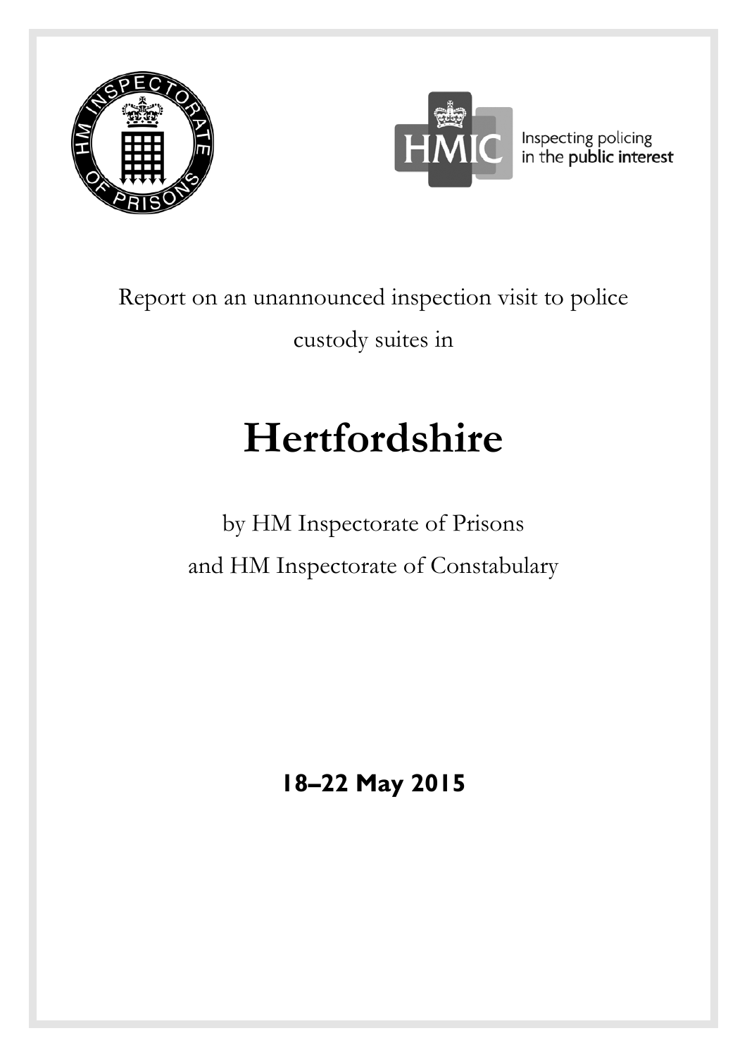Inspecting policing in the public interest

Report on an unannounced inspection visit to police custody suites in

# Hertfordshire

by HM Inspectorate of Prisons
and HM Inspectorate of Constabulary

**18–22 May 2015**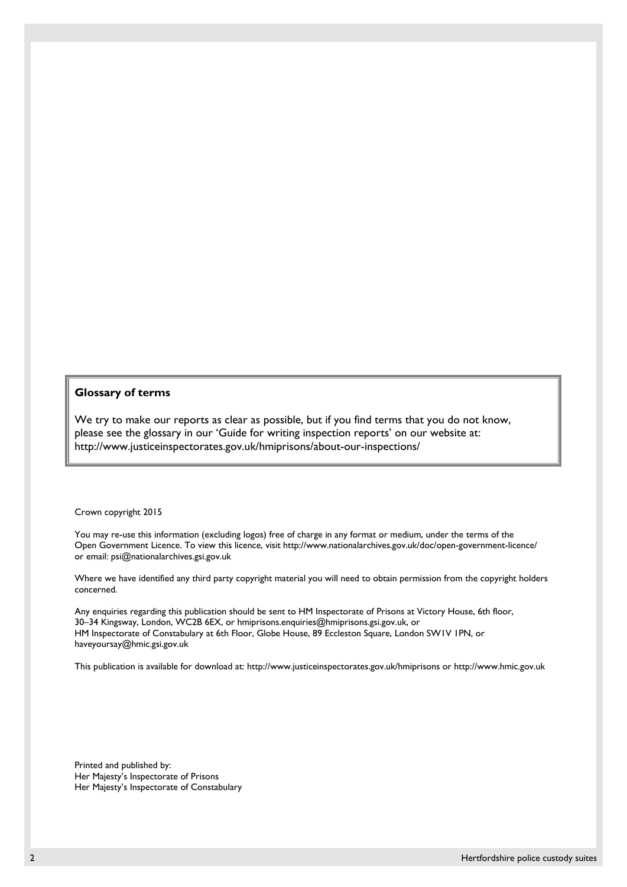**Glossary of terms**

We try to make our reports as clear as possible, but if you find terms that you do not know, please see the glossary in our 'Guide for writing inspection reports' on our website at: http://www.justiceinspectorates.gov.uk/hmiprisons/about-our-inspections/

Crown copyright 2015

You may re-use this information (excluding logos) free of charge in any format or medium, under the terms of the Open Government Licence. To view this licence, visit http://www.nationalarchives.gov.uk/doc/open-government-licence/ or email: psi@nationalarchives.gsi.gov.uk

Where we have identified any third party copyright material you will need to obtain permission from the copyright holders concerned.

Any enquiries regarding this publication should be sent to HM Inspectorate of Prisons at Victory House, 6th floor, 30–34 Kingsway, London, WC2B 6EX, or hmiprisons.enquiries@hmiprisons.gsi.gov.uk, or HM Inspectorate of Constabulary at 6th Floor, Globe House, 89 Eccleston Square, London SW1V 1PN, or haveyoursay@hmic.gsi.gov.uk

This publication is available for download at: http://www.justiceinspectorates.gov.uk/hmiprisons or http://www.hmic.gov.uk

Printed and published by:
Her Majesty's Inspectorate of Prisons
Her Majesty's Inspectorate of Constabulary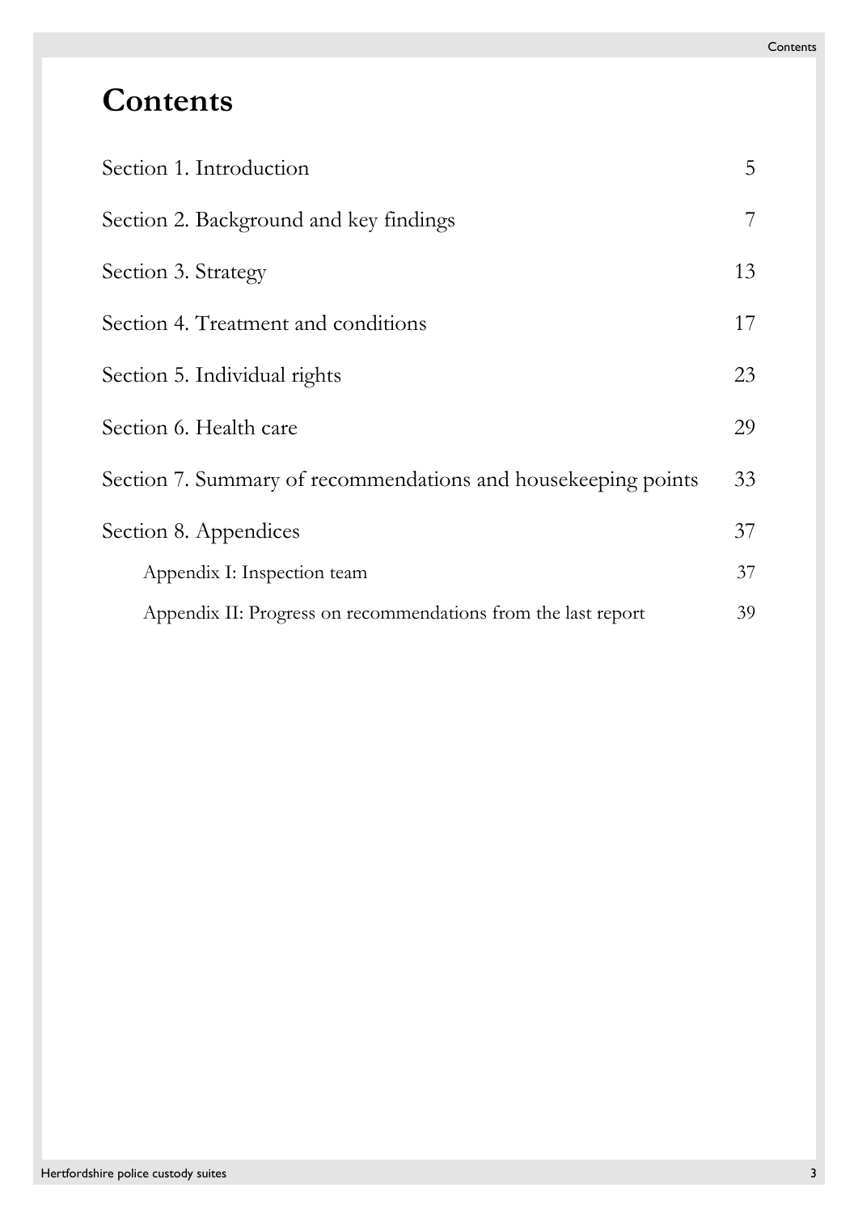# Contents

| | |
|---|---|
| Section 1. Introduction | 5 |
| Section 2. Background and key findings | 7 |
| Section 3. Strategy | 13 |
| Section 4. Treatment and conditions | 17 |
| Section 5. Individual rights | 23 |
| Section 6. Health care | 29 |
| Section 7. Summary of recommendations and housekeeping points | 33 |
| Section 8. Appendices | 37 |
| Appendix I: Inspection team | 37 |
| Appendix II: Progress on recommendations from the last report | 39 |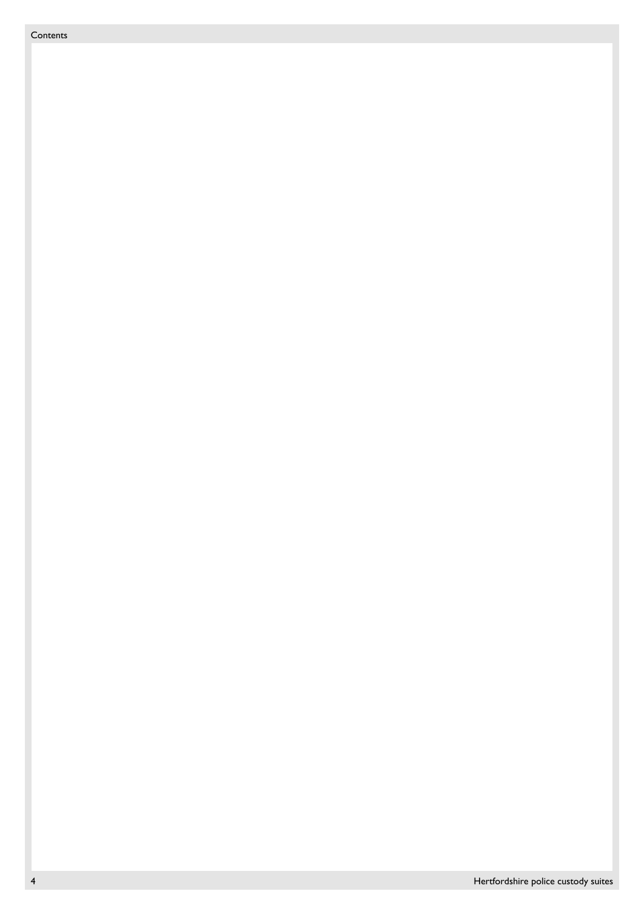Contents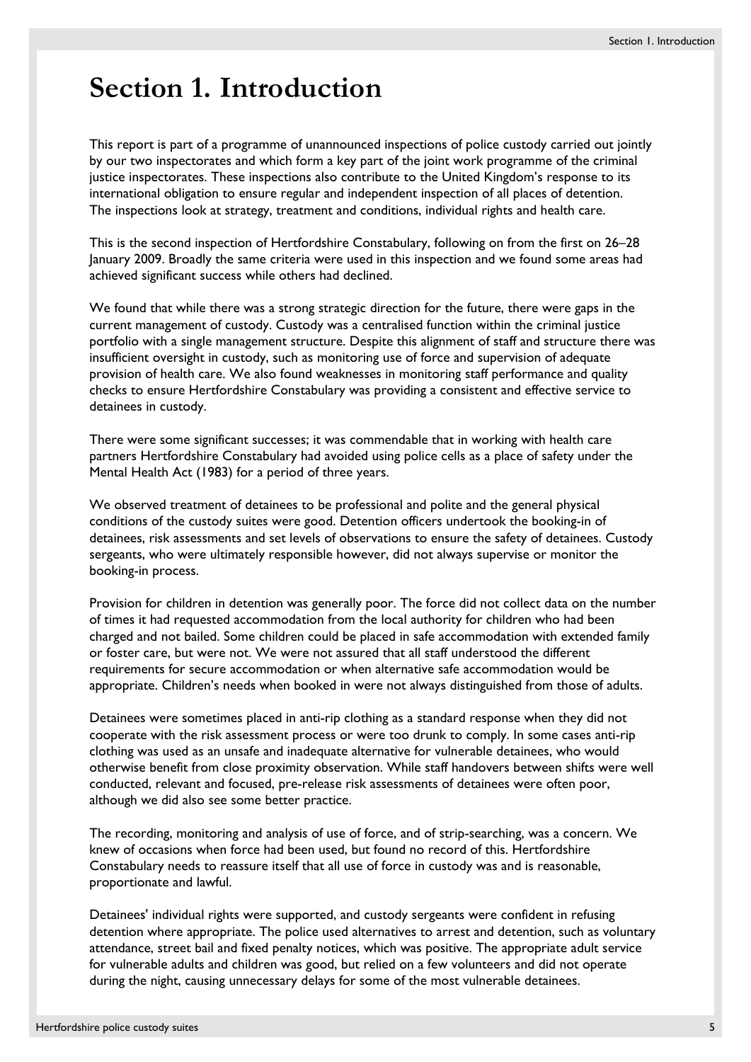# Section 1. Introduction

This report is part of a programme of unannounced inspections of police custody carried out jointly by our two inspectorates and which form a key part of the joint work programme of the criminal justice inspectorates. These inspections also contribute to the United Kingdom's response to its international obligation to ensure regular and independent inspection of all places of detention. The inspections look at strategy, treatment and conditions, individual rights and health care.

This is the second inspection of Hertfordshire Constabulary, following on from the first on 26–28 January 2009. Broadly the same criteria were used in this inspection and we found some areas had achieved significant success while others had declined.

We found that while there was a strong strategic direction for the future, there were gaps in the current management of custody. Custody was a centralised function within the criminal justice portfolio with a single management structure. Despite this alignment of staff and structure there was insufficient oversight in custody, such as monitoring use of force and supervision of adequate provision of health care. We also found weaknesses in monitoring staff performance and quality checks to ensure Hertfordshire Constabulary was providing a consistent and effective service to detainees in custody.

There were some significant successes; it was commendable that in working with health care partners Hertfordshire Constabulary had avoided using police cells as a place of safety under the Mental Health Act (1983) for a period of three years.

We observed treatment of detainees to be professional and polite and the general physical conditions of the custody suites were good. Detention officers undertook the booking-in of detainees, risk assessments and set levels of observations to ensure the safety of detainees. Custody sergeants, who were ultimately responsible however, did not always supervise or monitor the booking-in process.

Provision for children in detention was generally poor. The force did not collect data on the number of times it had requested accommodation from the local authority for children who had been charged and not bailed. Some children could be placed in safe accommodation with extended family or foster care, but were not. We were not assured that all staff understood the different requirements for secure accommodation or when alternative safe accommodation would be appropriate. Children's needs when booked in were not always distinguished from those of adults.

Detainees were sometimes placed in anti-rip clothing as a standard response when they did not cooperate with the risk assessment process or were too drunk to comply. In some cases anti-rip clothing was used as an unsafe and inadequate alternative for vulnerable detainees, who would otherwise benefit from close proximity observation. While staff handovers between shifts were well conducted, relevant and focused, pre-release risk assessments of detainees were often poor, although we did also see some better practice.

The recording, monitoring and analysis of use of force, and of strip-searching, was a concern. We knew of occasions when force had been used, but found no record of this. Hertfordshire Constabulary needs to reassure itself that all use of force in custody was and is reasonable, proportionate and lawful.

Detainees' individual rights were supported, and custody sergeants were confident in refusing detention where appropriate. The police used alternatives to arrest and detention, such as voluntary attendance, street bail and fixed penalty notices, which was positive. The appropriate adult service for vulnerable adults and children was good, but relied on a few volunteers and did not operate during the night, causing unnecessary delays for some of the most vulnerable detainees.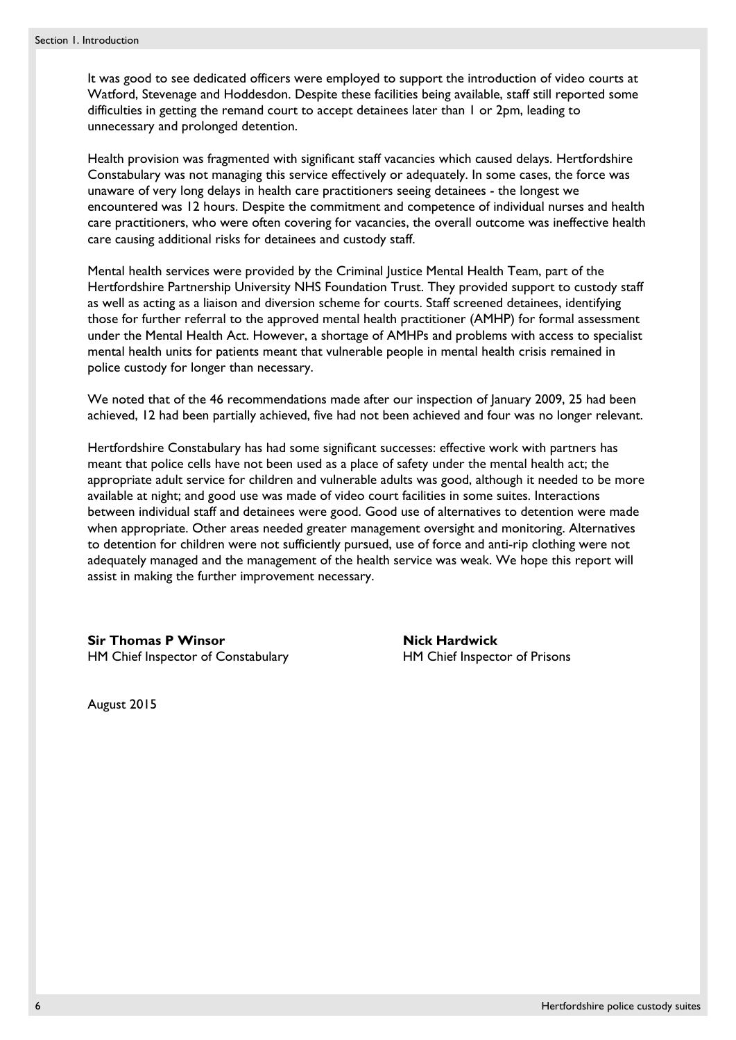It was good to see dedicated officers were employed to support the introduction of video courts at Watford, Stevenage and Hoddesdon. Despite these facilities being available, staff still reported some difficulties in getting the remand court to accept detainees later than 1 or 2pm, leading to unnecessary and prolonged detention.

Health provision was fragmented with significant staff vacancies which caused delays. Hertfordshire Constabulary was not managing this service effectively or adequately. In some cases, the force was unaware of very long delays in health care practitioners seeing detainees - the longest we encountered was 12 hours. Despite the commitment and competence of individual nurses and health care practitioners, who were often covering for vacancies, the overall outcome was ineffective health care causing additional risks for detainees and custody staff.

Mental health services were provided by the Criminal Justice Mental Health Team, part of the Hertfordshire Partnership University NHS Foundation Trust. They provided support to custody staff as well as acting as a liaison and diversion scheme for courts. Staff screened detainees, identifying those for further referral to the approved mental health practitioner (AMHP) for formal assessment under the Mental Health Act. However, a shortage of AMHPs and problems with access to specialist mental health units for patients meant that vulnerable people in mental health crisis remained in police custody for longer than necessary.

We noted that of the 46 recommendations made after our inspection of January 2009, 25 had been achieved, 12 had been partially achieved, five had not been achieved and four was no longer relevant.

Hertfordshire Constabulary has had some significant successes: effective work with partners has meant that police cells have not been used as a place of safety under the mental health act; the appropriate adult service for children and vulnerable adults was good, although it needed to be more available at night; and good use was made of video court facilities in some suites. Interactions between individual staff and detainees were good. Good use of alternatives to detention were made when appropriate. Other areas needed greater management oversight and monitoring. Alternatives to detention for children were not sufficiently pursued, use of force and anti-rip clothing were not adequately managed and the management of the health service was weak. We hope this report will assist in making the further improvement necessary.

**Sir Thomas P Winsor**
HM Chief Inspector of Constabulary

**Nick Hardwick**
HM Chief Inspector of Prisons

August 2015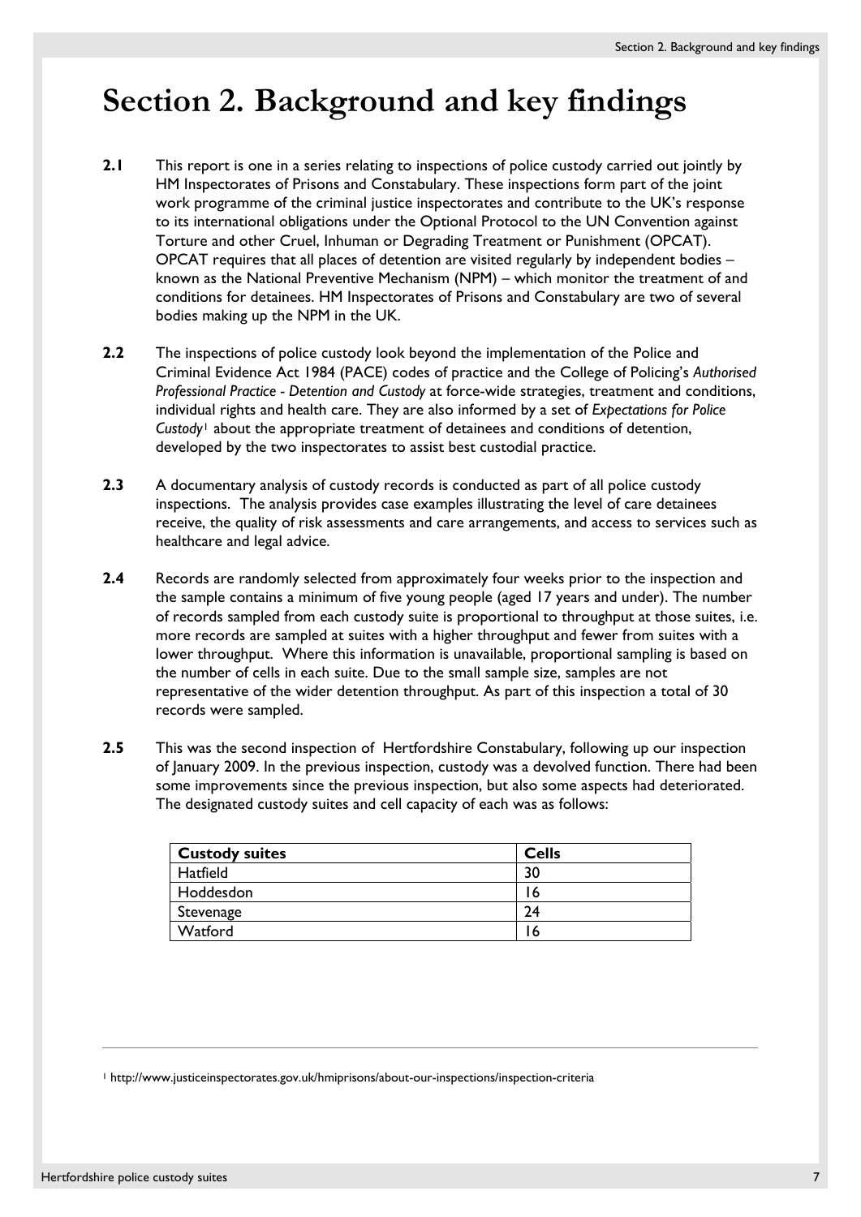# Section 2. Background and key findings

**2.1** This report is one in a series relating to inspections of police custody carried out jointly by HM Inspectorates of Prisons and Constabulary. These inspections form part of the joint work programme of the criminal justice inspectorates and contribute to the UK's response to its international obligations under the Optional Protocol to the UN Convention against Torture and other Cruel, Inhuman or Degrading Treatment or Punishment (OPCAT). OPCAT requires that all places of detention are visited regularly by independent bodies – known as the National Preventive Mechanism (NPM) – which monitor the treatment of and conditions for detainees. HM Inspectorates of Prisons and Constabulary are two of several bodies making up the NPM in the UK.

**2.2** The inspections of police custody look beyond the implementation of the Police and Criminal Evidence Act 1984 (PACE) codes of practice and the College of Policing's *Authorised Professional Practice - Detention and Custody* at force-wide strategies, treatment and conditions, individual rights and health care. They are also informed by a set of *Expectations for Police Custody*[1] about the appropriate treatment of detainees and conditions of detention, developed by the two inspectorates to assist best custodial practice.

**2.3** A documentary analysis of custody records is conducted as part of all police custody inspections. The analysis provides case examples illustrating the level of care detainees receive, the quality of risk assessments and care arrangements, and access to services such as healthcare and legal advice.

**2.4** Records are randomly selected from approximately four weeks prior to the inspection and the sample contains a minimum of five young people (aged 17 years and under). The number of records sampled from each custody suite is proportional to throughput at those suites, i.e. more records are sampled at suites with a higher throughput and fewer from suites with a lower throughput. Where this information is unavailable, proportional sampling is based on the number of cells in each suite. Due to the small sample size, samples are not representative of the wider detention throughput. As part of this inspection a total of 30 records were sampled.

**2.5** This was the second inspection of Hertfordshire Constabulary, following up our inspection of January 2009. In the previous inspection, custody was a devolved function. There had been some improvements since the previous inspection, but also some aspects had deteriorated. The designated custody suites and cell capacity of each was as follows:

| Custody suites | Cells |
|---|---|
| Hatfield | 30 |
| Hoddesdon | 16 |
| Stevenage | 24 |
| Watford | 16 |

[1] http://www.justiceinspectorates.gov.uk/hmiprisons/about-our-inspections/inspection-criteria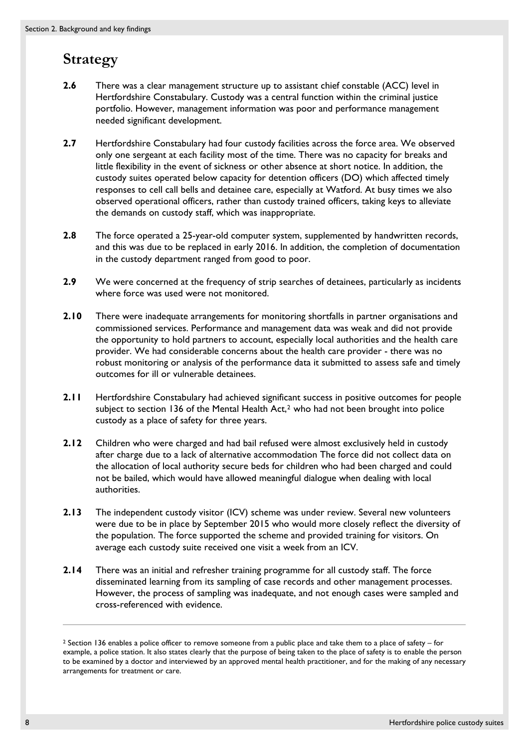## Strategy

**2.6** There was a clear management structure up to assistant chief constable (ACC) level in Hertfordshire Constabulary. Custody was a central function within the criminal justice portfolio. However, management information was poor and performance management needed significant development.

**2.7** Hertfordshire Constabulary had four custody facilities across the force area. We observed only one sergeant at each facility most of the time. There was no capacity for breaks and little flexibility in the event of sickness or other absence at short notice. In addition, the custody suites operated below capacity for detention officers (DO) which affected timely responses to cell call bells and detainee care, especially at Watford. At busy times we also observed operational officers, rather than custody trained officers, taking keys to alleviate the demands on custody staff, which was inappropriate.

**2.8** The force operated a 25-year-old computer system, supplemented by handwritten records, and this was due to be replaced in early 2016. In addition, the completion of documentation in the custody department ranged from good to poor.

**2.9** We were concerned at the frequency of strip searches of detainees, particularly as incidents where force was used were not monitored.

**2.10** There were inadequate arrangements for monitoring shortfalls in partner organisations and commissioned services. Performance and management data was weak and did not provide the opportunity to hold partners to account, especially local authorities and the health care provider. We had considerable concerns about the health care provider - there was no robust monitoring or analysis of the performance data it submitted to assess safe and timely outcomes for ill or vulnerable detainees.

**2.11** Hertfordshire Constabulary had achieved significant success in positive outcomes for people subject to section 136 of the Mental Health Act,[2] who had not been brought into police custody as a place of safety for three years.

**2.12** Children who were charged and had bail refused were almost exclusively held in custody after charge due to a lack of alternative accommodation The force did not collect data on the allocation of local authority secure beds for children who had been charged and could not be bailed, which would have allowed meaningful dialogue when dealing with local authorities.

**2.13** The independent custody visitor (ICV) scheme was under review. Several new volunteers were due to be in place by September 2015 who would more closely reflect the diversity of the population. The force supported the scheme and provided training for visitors. On average each custody suite received one visit a week from an ICV.

**2.14** There was an initial and refresher training programme for all custody staff. The force disseminated learning from its sampling of case records and other management processes. However, the process of sampling was inadequate, and not enough cases were sampled and cross-referenced with evidence.

---

[2] Section 136 enables a police officer to remove someone from a public place and take them to a place of safety – for example, a police station. It also states clearly that the purpose of being taken to the place of safety is to enable the person to be examined by a doctor and interviewed by an approved mental health practitioner, and for the making of any necessary arrangements for treatment or care.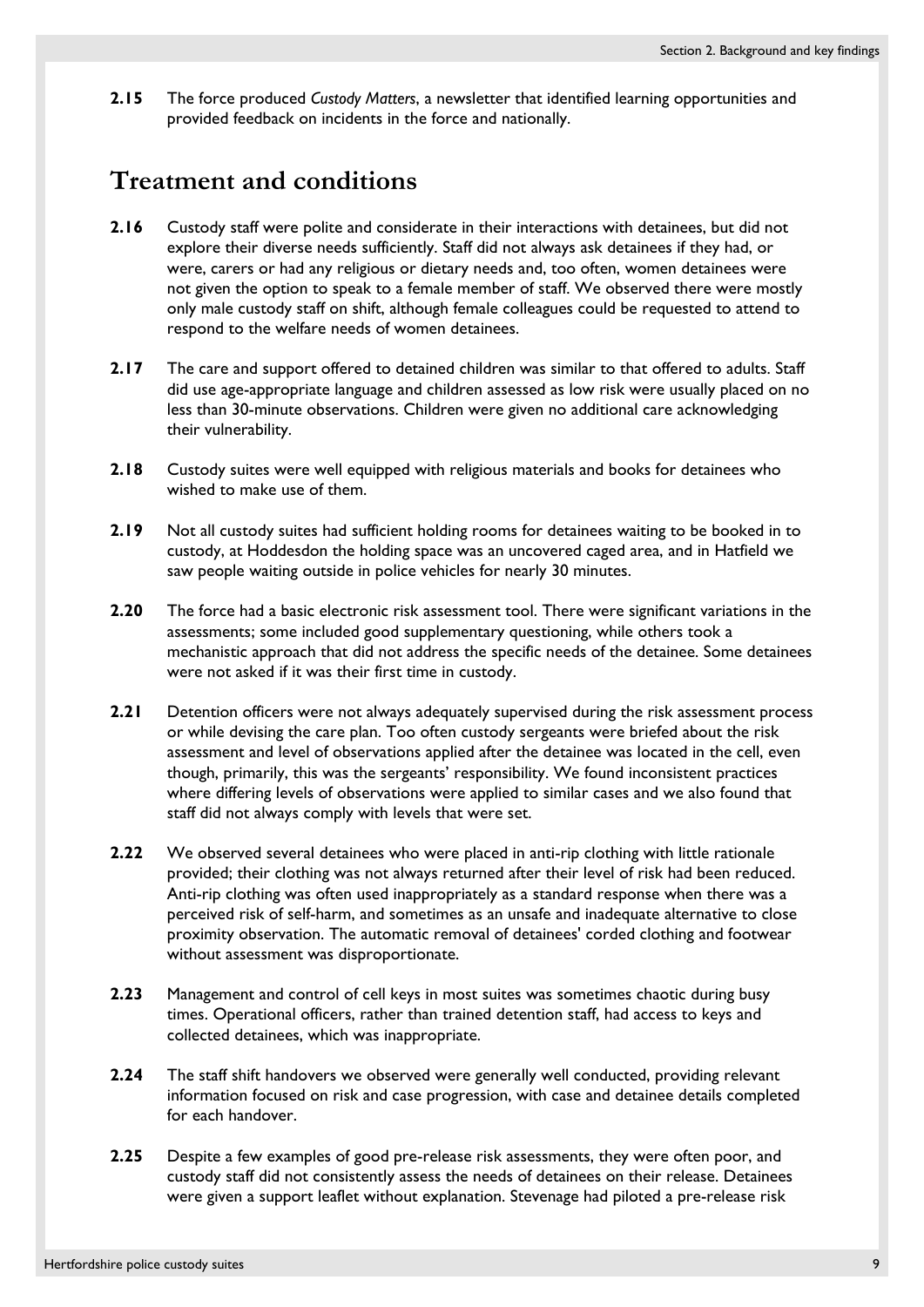**2.15** The force produced *Custody Matters*, a newsletter that identified learning opportunities and provided feedback on incidents in the force and nationally.

## Treatment and conditions

**2.16** Custody staff were polite and considerate in their interactions with detainees, but did not explore their diverse needs sufficiently. Staff did not always ask detainees if they had, or were, carers or had any religious or dietary needs and, too often, women detainees were not given the option to speak to a female member of staff. We observed there were mostly only male custody staff on shift, although female colleagues could be requested to attend to respond to the welfare needs of women detainees.

**2.17** The care and support offered to detained children was similar to that offered to adults. Staff did use age-appropriate language and children assessed as low risk were usually placed on no less than 30-minute observations. Children were given no additional care acknowledging their vulnerability.

**2.18** Custody suites were well equipped with religious materials and books for detainees who wished to make use of them.

**2.19** Not all custody suites had sufficient holding rooms for detainees waiting to be booked in to custody, at Hoddesdon the holding space was an uncovered caged area, and in Hatfield we saw people waiting outside in police vehicles for nearly 30 minutes.

**2.20** The force had a basic electronic risk assessment tool. There were significant variations in the assessments; some included good supplementary questioning, while others took a mechanistic approach that did not address the specific needs of the detainee. Some detainees were not asked if it was their first time in custody.

**2.21** Detention officers were not always adequately supervised during the risk assessment process or while devising the care plan. Too often custody sergeants were briefed about the risk assessment and level of observations applied after the detainee was located in the cell, even though, primarily, this was the sergeants' responsibility. We found inconsistent practices where differing levels of observations were applied to similar cases and we also found that staff did not always comply with levels that were set.

**2.22** We observed several detainees who were placed in anti-rip clothing with little rationale provided; their clothing was not always returned after their level of risk had been reduced. Anti-rip clothing was often used inappropriately as a standard response when there was a perceived risk of self-harm, and sometimes as an unsafe and inadequate alternative to close proximity observation. The automatic removal of detainees' corded clothing and footwear without assessment was disproportionate.

**2.23** Management and control of cell keys in most suites was sometimes chaotic during busy times. Operational officers, rather than trained detention staff, had access to keys and collected detainees, which was inappropriate.

**2.24** The staff shift handovers we observed were generally well conducted, providing relevant information focused on risk and case progression, with case and detainee details completed for each handover.

**2.25** Despite a few examples of good pre-release risk assessments, they were often poor, and custody staff did not consistently assess the needs of detainees on their release. Detainees were given a support leaflet without explanation. Stevenage had piloted a pre-release risk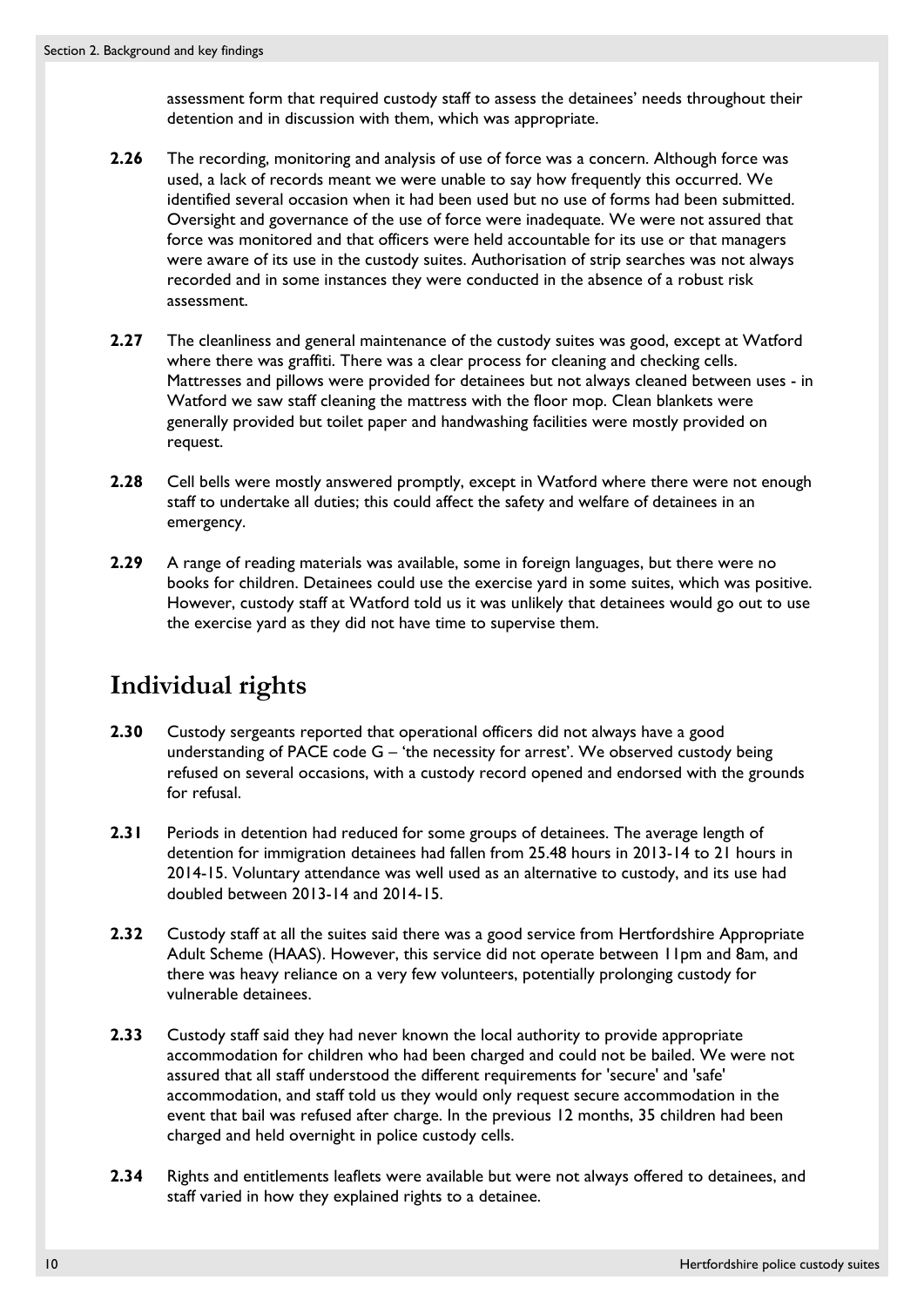assessment form that required custody staff to assess the detainees' needs throughout their detention and in discussion with them, which was appropriate.

**2.26** The recording, monitoring and analysis of use of force was a concern. Although force was used, a lack of records meant we were unable to say how frequently this occurred. We identified several occasion when it had been used but no use of forms had been submitted. Oversight and governance of the use of force were inadequate. We were not assured that force was monitored and that officers were held accountable for its use or that managers were aware of its use in the custody suites. Authorisation of strip searches was not always recorded and in some instances they were conducted in the absence of a robust risk assessment.

**2.27** The cleanliness and general maintenance of the custody suites was good, except at Watford where there was graffiti. There was a clear process for cleaning and checking cells. Mattresses and pillows were provided for detainees but not always cleaned between uses - in Watford we saw staff cleaning the mattress with the floor mop. Clean blankets were generally provided but toilet paper and handwashing facilities were mostly provided on request.

**2.28** Cell bells were mostly answered promptly, except in Watford where there were not enough staff to undertake all duties; this could affect the safety and welfare of detainees in an emergency.

**2.29** A range of reading materials was available, some in foreign languages, but there were no books for children. Detainees could use the exercise yard in some suites, which was positive. However, custody staff at Watford told us it was unlikely that detainees would go out to use the exercise yard as they did not have time to supervise them.

## Individual rights

**2.30** Custody sergeants reported that operational officers did not always have a good understanding of PACE code G – 'the necessity for arrest'. We observed custody being refused on several occasions, with a custody record opened and endorsed with the grounds for refusal.

**2.31** Periods in detention had reduced for some groups of detainees. The average length of detention for immigration detainees had fallen from 25.48 hours in 2013-14 to 21 hours in 2014-15. Voluntary attendance was well used as an alternative to custody, and its use had doubled between 2013-14 and 2014-15.

**2.32** Custody staff at all the suites said there was a good service from Hertfordshire Appropriate Adult Scheme (HAAS). However, this service did not operate between 11pm and 8am, and there was heavy reliance on a very few volunteers, potentially prolonging custody for vulnerable detainees.

**2.33** Custody staff said they had never known the local authority to provide appropriate accommodation for children who had been charged and could not be bailed. We were not assured that all staff understood the different requirements for 'secure' and 'safe' accommodation, and staff told us they would only request secure accommodation in the event that bail was refused after charge. In the previous 12 months, 35 children had been charged and held overnight in police custody cells.

**2.34** Rights and entitlements leaflets were available but were not always offered to detainees, and staff varied in how they explained rights to a detainee.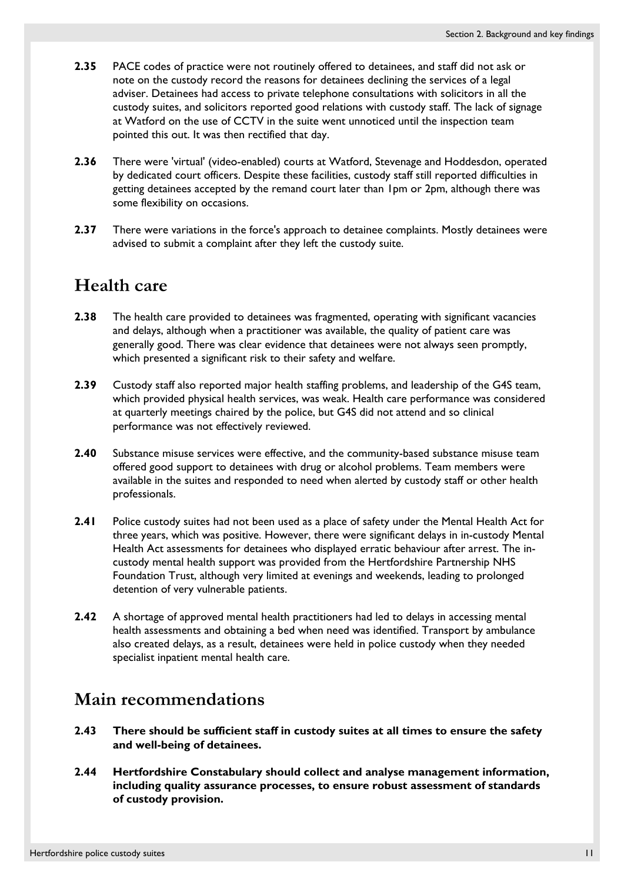**2.35** PACE codes of practice were not routinely offered to detainees, and staff did not ask or note on the custody record the reasons for detainees declining the services of a legal adviser. Detainees had access to private telephone consultations with solicitors in all the custody suites, and solicitors reported good relations with custody staff. The lack of signage at Watford on the use of CCTV in the suite went unnoticed until the inspection team pointed this out. It was then rectified that day.

**2.36** There were 'virtual' (video-enabled) courts at Watford, Stevenage and Hoddesdon, operated by dedicated court officers. Despite these facilities, custody staff still reported difficulties in getting detainees accepted by the remand court later than 1pm or 2pm, although there was some flexibility on occasions.

**2.37** There were variations in the force's approach to detainee complaints. Mostly detainees were advised to submit a complaint after they left the custody suite.

## Health care

**2.38** The health care provided to detainees was fragmented, operating with significant vacancies and delays, although when a practitioner was available, the quality of patient care was generally good. There was clear evidence that detainees were not always seen promptly, which presented a significant risk to their safety and welfare.

**2.39** Custody staff also reported major health staffing problems, and leadership of the G4S team, which provided physical health services, was weak. Health care performance was considered at quarterly meetings chaired by the police, but G4S did not attend and so clinical performance was not effectively reviewed.

**2.40** Substance misuse services were effective, and the community-based substance misuse team offered good support to detainees with drug or alcohol problems. Team members were available in the suites and responded to need when alerted by custody staff or other health professionals.

**2.41** Police custody suites had not been used as a place of safety under the Mental Health Act for three years, which was positive. However, there were significant delays in in-custody Mental Health Act assessments for detainees who displayed erratic behaviour after arrest. The in-custody mental health support was provided from the Hertfordshire Partnership NHS Foundation Trust, although very limited at evenings and weekends, leading to prolonged detention of very vulnerable patients.

**2.42** A shortage of approved mental health practitioners had led to delays in accessing mental health assessments and obtaining a bed when need was identified. Transport by ambulance also created delays, as a result, detainees were held in police custody when they needed specialist inpatient mental health care.

## Main recommendations

**2.43** **There should be sufficient staff in custody suites at all times to ensure the safety and well-being of detainees.**

**2.44** **Hertfordshire Constabulary should collect and analyse management information, including quality assurance processes, to ensure robust assessment of standards of custody provision.**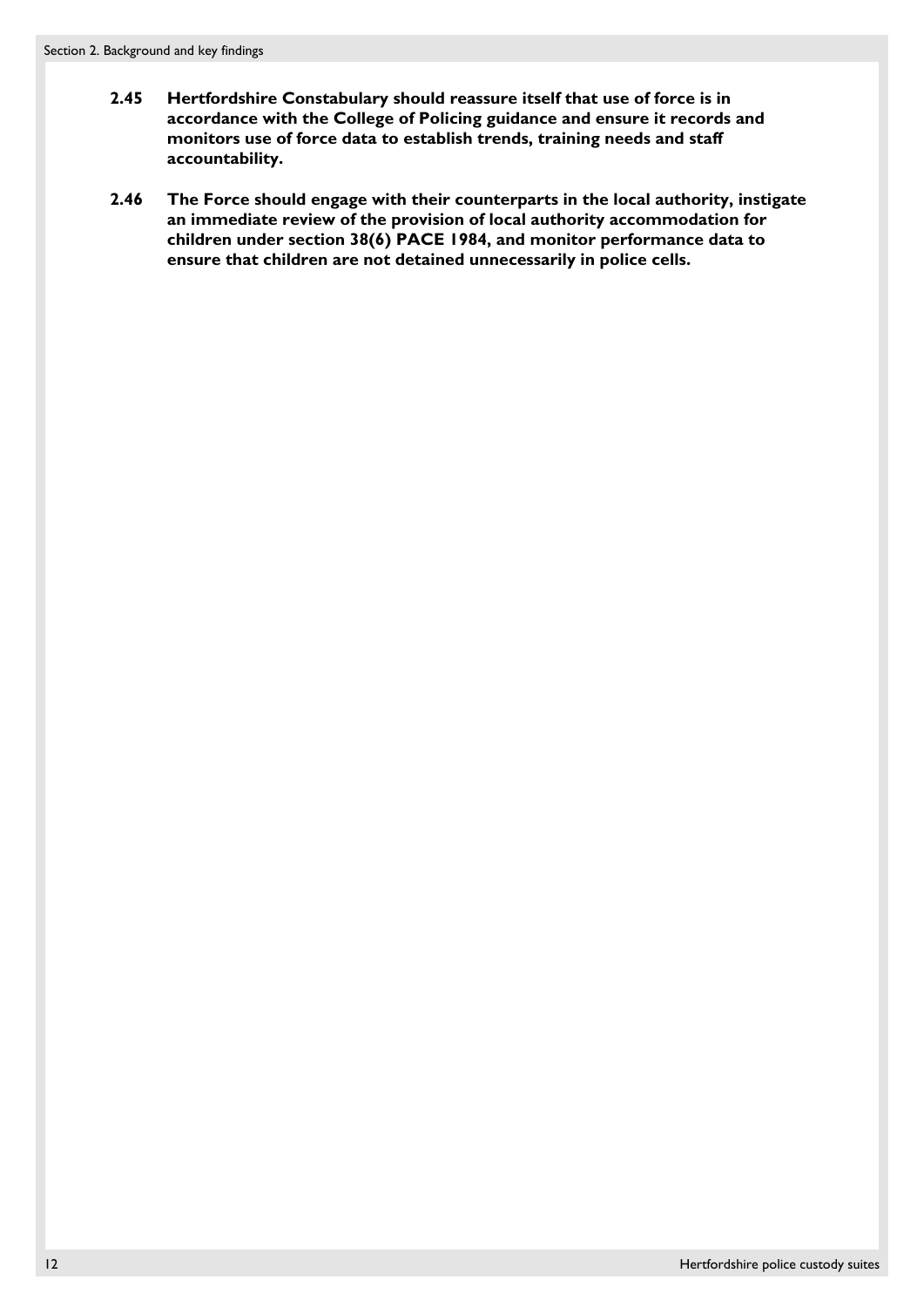**2.45 Hertfordshire Constabulary should reassure itself that use of force is in accordance with the College of Policing guidance and ensure it records and monitors use of force data to establish trends, training needs and staff accountability.**

**2.46 The Force should engage with their counterparts in the local authority, instigate an immediate review of the provision of local authority accommodation for children under section 38(6) PACE 1984, and monitor performance data to ensure that children are not detained unnecessarily in police cells.**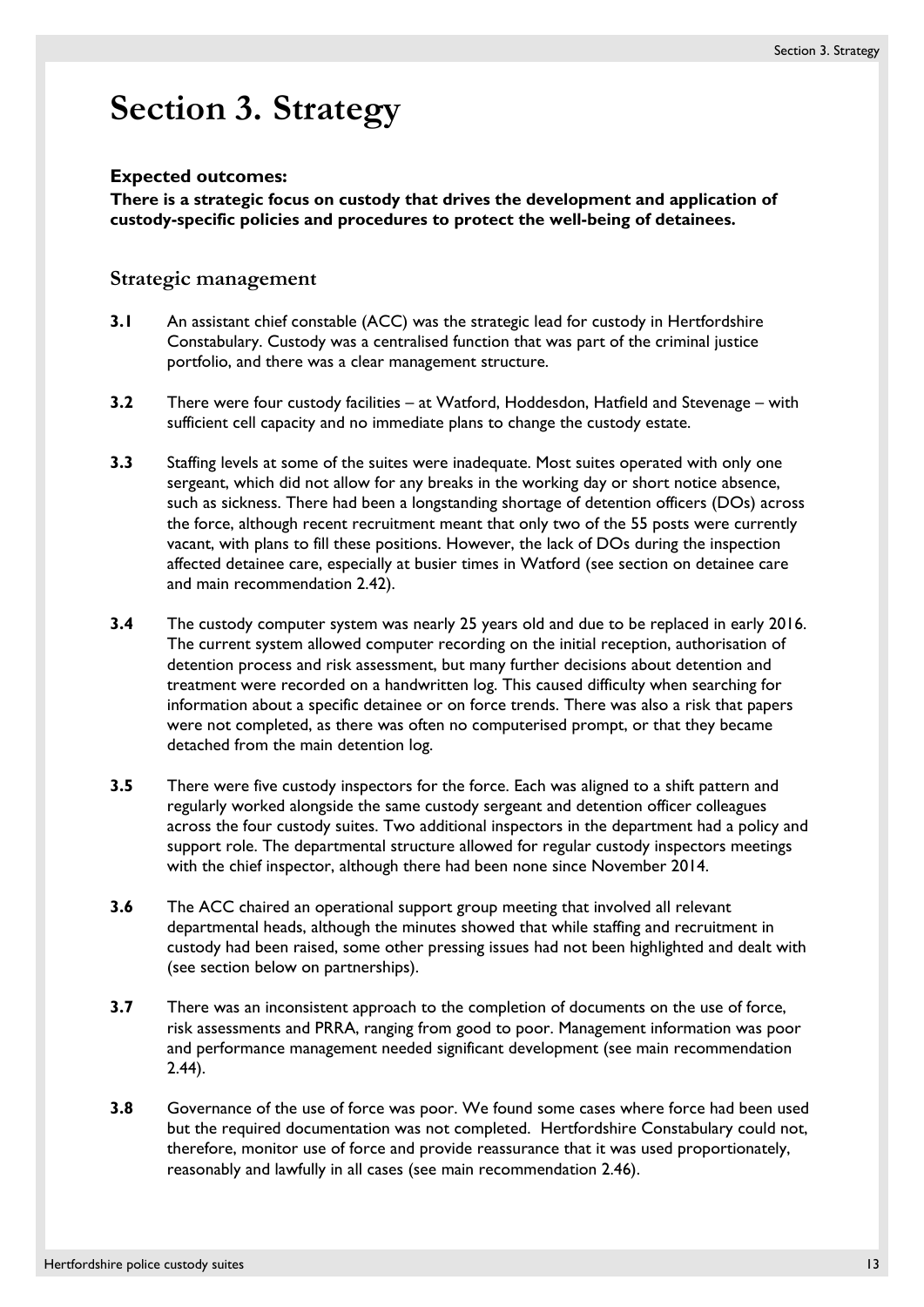# Section 3. Strategy

**Expected outcomes:**

**There is a strategic focus on custody that drives the development and application of custody-specific policies and procedures to protect the well-being of detainees.**

## Strategic management

**3.1** An assistant chief constable (ACC) was the strategic lead for custody in Hertfordshire Constabulary. Custody was a centralised function that was part of the criminal justice portfolio, and there was a clear management structure.

**3.2** There were four custody facilities – at Watford, Hoddesdon, Hatfield and Stevenage – with sufficient cell capacity and no immediate plans to change the custody estate.

**3.3** Staffing levels at some of the suites were inadequate. Most suites operated with only one sergeant, which did not allow for any breaks in the working day or short notice absence, such as sickness. There had been a longstanding shortage of detention officers (DOs) across the force, although recent recruitment meant that only two of the 55 posts were currently vacant, with plans to fill these positions. However, the lack of DOs during the inspection affected detainee care, especially at busier times in Watford (see section on detainee care and main recommendation 2.42).

**3.4** The custody computer system was nearly 25 years old and due to be replaced in early 2016. The current system allowed computer recording on the initial reception, authorisation of detention process and risk assessment, but many further decisions about detention and treatment were recorded on a handwritten log. This caused difficulty when searching for information about a specific detainee or on force trends. There was also a risk that papers were not completed, as there was often no computerised prompt, or that they became detached from the main detention log.

**3.5** There were five custody inspectors for the force. Each was aligned to a shift pattern and regularly worked alongside the same custody sergeant and detention officer colleagues across the four custody suites. Two additional inspectors in the department had a policy and support role. The departmental structure allowed for regular custody inspectors meetings with the chief inspector, although there had been none since November 2014.

**3.6** The ACC chaired an operational support group meeting that involved all relevant departmental heads, although the minutes showed that while staffing and recruitment in custody had been raised, some other pressing issues had not been highlighted and dealt with (see section below on partnerships).

**3.7** There was an inconsistent approach to the completion of documents on the use of force, risk assessments and PRRA, ranging from good to poor. Management information was poor and performance management needed significant development (see main recommendation 2.44).

**3.8** Governance of the use of force was poor. We found some cases where force had been used but the required documentation was not completed. Hertfordshire Constabulary could not, therefore, monitor use of force and provide reassurance that it was used proportionately, reasonably and lawfully in all cases (see main recommendation 2.46).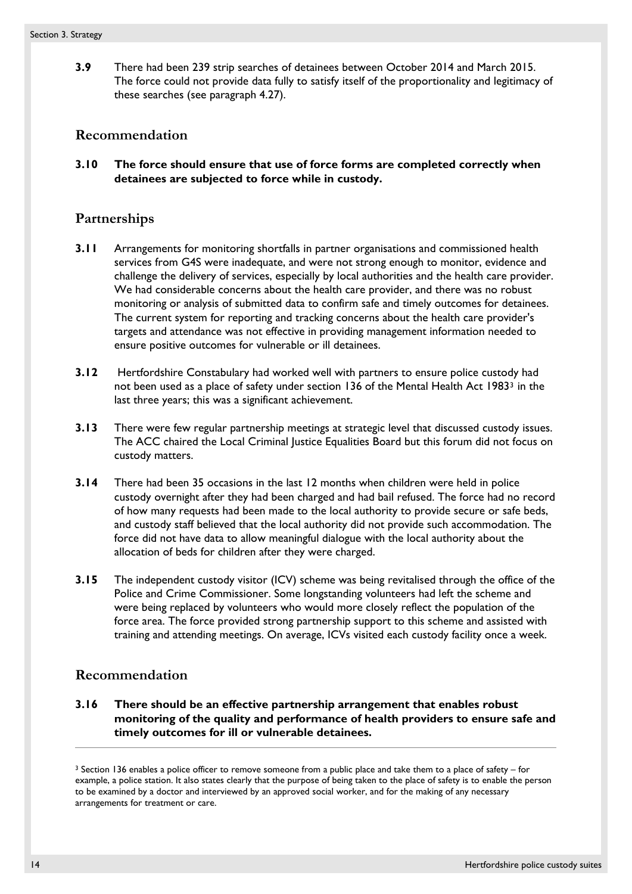**3.9** There had been 239 strip searches of detainees between October 2014 and March 2015. The force could not provide data fully to satisfy itself of the proportionality and legitimacy of these searches (see paragraph 4.27).

## Recommendation

**3.10 The force should ensure that use of force forms are completed correctly when detainees are subjected to force while in custody.**

## Partnerships

**3.11** Arrangements for monitoring shortfalls in partner organisations and commissioned health services from G4S were inadequate, and were not strong enough to monitor, evidence and challenge the delivery of services, especially by local authorities and the health care provider. We had considerable concerns about the health care provider, and there was no robust monitoring or analysis of submitted data to confirm safe and timely outcomes for detainees. The current system for reporting and tracking concerns about the health care provider's targets and attendance was not effective in providing management information needed to ensure positive outcomes for vulnerable or ill detainees.

**3.12** Hertfordshire Constabulary had worked well with partners to ensure police custody had not been used as a place of safety under section 136 of the Mental Health Act 1983[3] in the last three years; this was a significant achievement.

**3.13** There were few regular partnership meetings at strategic level that discussed custody issues. The ACC chaired the Local Criminal Justice Equalities Board but this forum did not focus on custody matters.

**3.14** There had been 35 occasions in the last 12 months when children were held in police custody overnight after they had been charged and had bail refused. The force had no record of how many requests had been made to the local authority to provide secure or safe beds, and custody staff believed that the local authority did not provide such accommodation. The force did not have data to allow meaningful dialogue with the local authority about the allocation of beds for children after they were charged.

**3.15** The independent custody visitor (ICV) scheme was being revitalised through the office of the Police and Crime Commissioner. Some longstanding volunteers had left the scheme and were being replaced by volunteers who would more closely reflect the population of the force area. The force provided strong partnership support to this scheme and assisted with training and attending meetings. On average, ICVs visited each custody facility once a week.

## Recommendation

**3.16 There should be an effective partnership arrangement that enables robust monitoring of the quality and performance of health providers to ensure safe and timely outcomes for ill or vulnerable detainees.**

---

[3] Section 136 enables a police officer to remove someone from a public place and take them to a place of safety – for example, a police station. It also states clearly that the purpose of being taken to the place of safety is to enable the person to be examined by a doctor and interviewed by an approved social worker, and for the making of any necessary arrangements for treatment or care.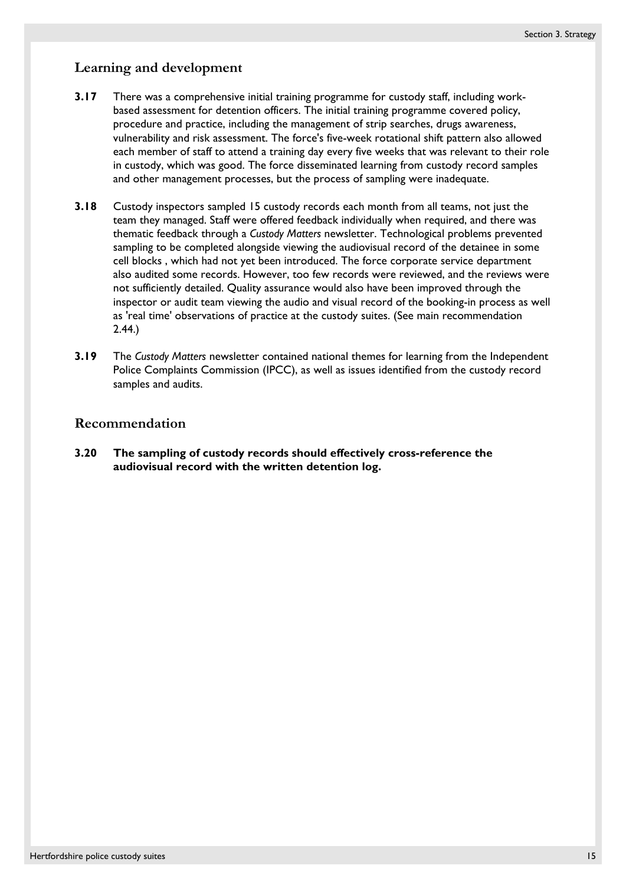## Learning and development

**3.17** There was a comprehensive initial training programme for custody staff, including work-based assessment for detention officers. The initial training programme covered policy, procedure and practice, including the management of strip searches, drugs awareness, vulnerability and risk assessment. The force's five-week rotational shift pattern also allowed each member of staff to attend a training day every five weeks that was relevant to their role in custody, which was good. The force disseminated learning from custody record samples and other management processes, but the process of sampling were inadequate.

**3.18** Custody inspectors sampled 15 custody records each month from all teams, not just the team they managed. Staff were offered feedback individually when required, and there was thematic feedback through a *Custody Matters* newsletter. Technological problems prevented sampling to be completed alongside viewing the audiovisual record of the detainee in some cell blocks , which had not yet been introduced. The force corporate service department also audited some records. However, too few records were reviewed, and the reviews were not sufficiently detailed. Quality assurance would also have been improved through the inspector or audit team viewing the audio and visual record of the booking-in process as well as 'real time' observations of practice at the custody suites. (See main recommendation 2.44.)

**3.19** The *Custody Matters* newsletter contained national themes for learning from the Independent Police Complaints Commission (IPCC), as well as issues identified from the custody record samples and audits.

## Recommendation

**3.20 The sampling of custody records should effectively cross-reference the audiovisual record with the written detention log.**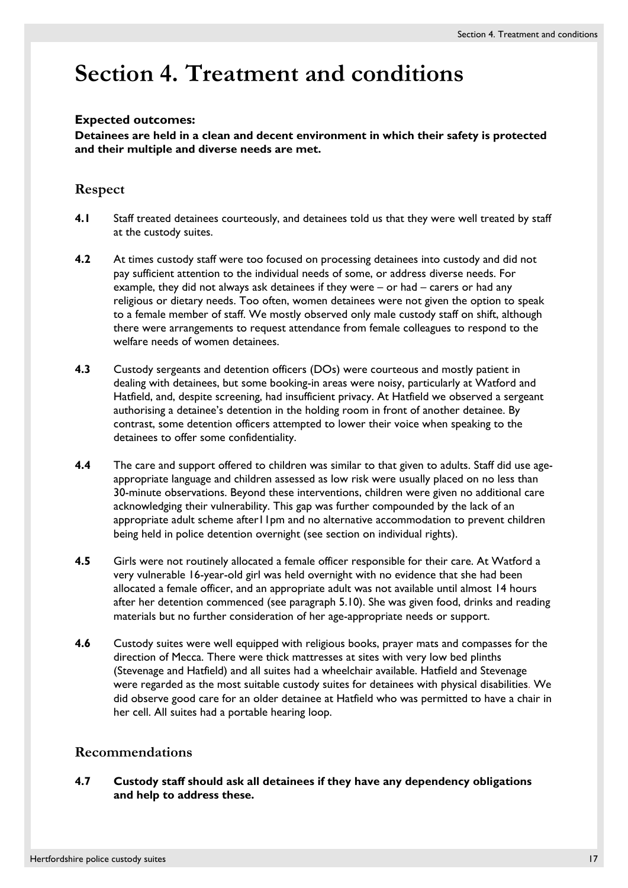# Section 4. Treatment and conditions

**Expected outcomes:**

**Detainees are held in a clean and decent environment in which their safety is protected and their multiple and diverse needs are met.**

## Respect

**4.1** Staff treated detainees courteously, and detainees told us that they were well treated by staff at the custody suites.

**4.2** At times custody staff were too focused on processing detainees into custody and did not pay sufficient attention to the individual needs of some, or address diverse needs. For example, they did not always ask detainees if they were – or had – carers or had any religious or dietary needs. Too often, women detainees were not given the option to speak to a female member of staff. We mostly observed only male custody staff on shift, although there were arrangements to request attendance from female colleagues to respond to the welfare needs of women detainees.

**4.3** Custody sergeants and detention officers (DOs) were courteous and mostly patient in dealing with detainees, but some booking-in areas were noisy, particularly at Watford and Hatfield, and, despite screening, had insufficient privacy. At Hatfield we observed a sergeant authorising a detainee's detention in the holding room in front of another detainee. By contrast, some detention officers attempted to lower their voice when speaking to the detainees to offer some confidentiality.

**4.4** The care and support offered to children was similar to that given to adults. Staff did use age-appropriate language and children assessed as low risk were usually placed on no less than 30-minute observations. Beyond these interventions, children were given no additional care acknowledging their vulnerability. This gap was further compounded by the lack of an appropriate adult scheme after11pm and no alternative accommodation to prevent children being held in police detention overnight (see section on individual rights).

**4.5** Girls were not routinely allocated a female officer responsible for their care. At Watford a very vulnerable 16-year-old girl was held overnight with no evidence that she had been allocated a female officer, and an appropriate adult was not available until almost 14 hours after her detention commenced (see paragraph 5.10). She was given food, drinks and reading materials but no further consideration of her age-appropriate needs or support.

**4.6** Custody suites were well equipped with religious books, prayer mats and compasses for the direction of Mecca. There were thick mattresses at sites with very low bed plinths (Stevenage and Hatfield) and all suites had a wheelchair available. Hatfield and Stevenage were regarded as the most suitable custody suites for detainees with physical disabilities. We did observe good care for an older detainee at Hatfield who was permitted to have a chair in her cell. All suites had a portable hearing loop.

## Recommendations

**4.7** **Custody staff should ask all detainees if they have any dependency obligations and help to address these.**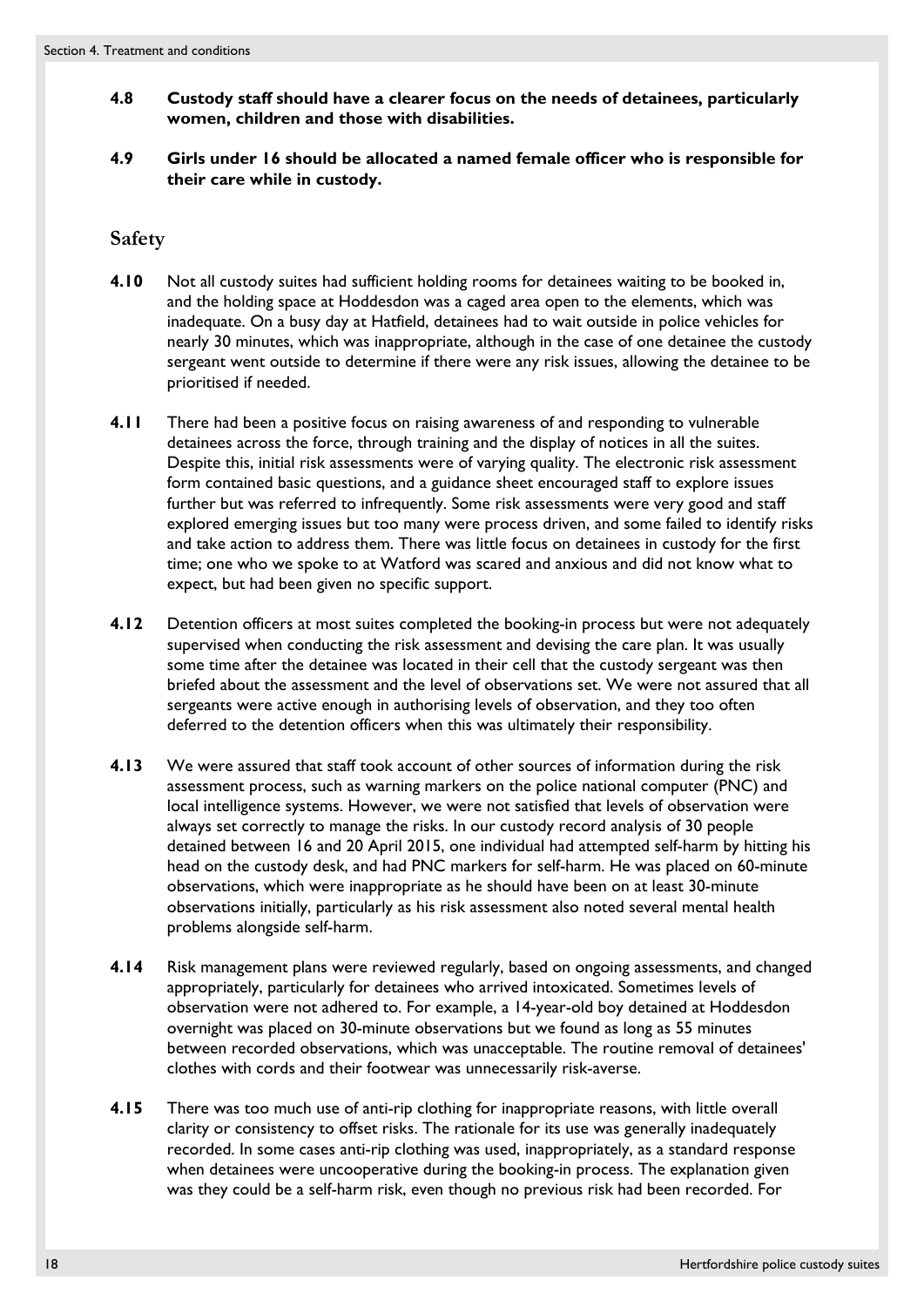**4.8 Custody staff should have a clearer focus on the needs of detainees, particularly women, children and those with disabilities.**

**4.9 Girls under 16 should be allocated a named female officer who is responsible for their care while in custody.**

## Safety

**4.10** Not all custody suites had sufficient holding rooms for detainees waiting to be booked in, and the holding space at Hoddesdon was a caged area open to the elements, which was inadequate. On a busy day at Hatfield, detainees had to wait outside in police vehicles for nearly 30 minutes, which was inappropriate, although in the case of one detainee the custody sergeant went outside to determine if there were any risk issues, allowing the detainee to be prioritised if needed.

**4.11** There had been a positive focus on raising awareness of and responding to vulnerable detainees across the force, through training and the display of notices in all the suites. Despite this, initial risk assessments were of varying quality. The electronic risk assessment form contained basic questions, and a guidance sheet encouraged staff to explore issues further but was referred to infrequently. Some risk assessments were very good and staff explored emerging issues but too many were process driven, and some failed to identify risks and take action to address them. There was little focus on detainees in custody for the first time; one who we spoke to at Watford was scared and anxious and did not know what to expect, but had been given no specific support.

**4.12** Detention officers at most suites completed the booking-in process but were not adequately supervised when conducting the risk assessment and devising the care plan. It was usually some time after the detainee was located in their cell that the custody sergeant was then briefed about the assessment and the level of observations set. We were not assured that all sergeants were active enough in authorising levels of observation, and they too often deferred to the detention officers when this was ultimately their responsibility.

**4.13** We were assured that staff took account of other sources of information during the risk assessment process, such as warning markers on the police national computer (PNC) and local intelligence systems. However, we were not satisfied that levels of observation were always set correctly to manage the risks. In our custody record analysis of 30 people detained between 16 and 20 April 2015, one individual had attempted self-harm by hitting his head on the custody desk, and had PNC markers for self-harm. He was placed on 60-minute observations, which were inappropriate as he should have been on at least 30-minute observations initially, particularly as his risk assessment also noted several mental health problems alongside self-harm.

**4.14** Risk management plans were reviewed regularly, based on ongoing assessments, and changed appropriately, particularly for detainees who arrived intoxicated. Sometimes levels of observation were not adhered to. For example, a 14-year-old boy detained at Hoddesdon overnight was placed on 30-minute observations but we found as long as 55 minutes between recorded observations, which was unacceptable. The routine removal of detainees' clothes with cords and their footwear was unnecessarily risk-averse.

**4.15** There was too much use of anti-rip clothing for inappropriate reasons, with little overall clarity or consistency to offset risks. The rationale for its use was generally inadequately recorded. In some cases anti-rip clothing was used, inappropriately, as a standard response when detainees were uncooperative during the booking-in process. The explanation given was they could be a self-harm risk, even though no previous risk had been recorded. For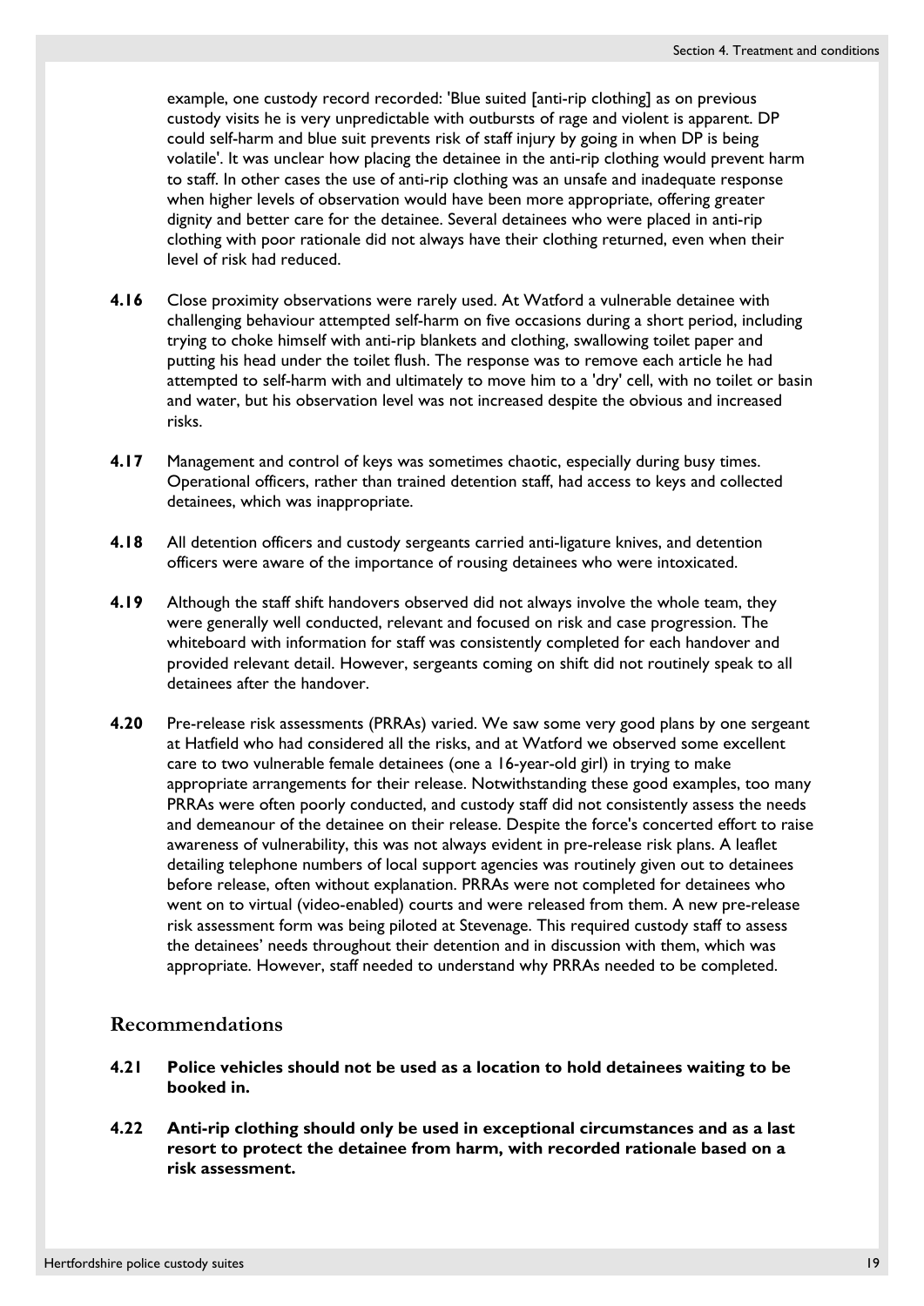example, one custody record recorded: 'Blue suited [anti-rip clothing] as on previous custody visits he is very unpredictable with outbursts of rage and violent is apparent. DP could self-harm and blue suit prevents risk of staff injury by going in when DP is being volatile'. It was unclear how placing the detainee in the anti-rip clothing would prevent harm to staff. In other cases the use of anti-rip clothing was an unsafe and inadequate response when higher levels of observation would have been more appropriate, offering greater dignity and better care for the detainee. Several detainees who were placed in anti-rip clothing with poor rationale did not always have their clothing returned, even when their level of risk had reduced.

**4.16** Close proximity observations were rarely used. At Watford a vulnerable detainee with challenging behaviour attempted self-harm on five occasions during a short period, including trying to choke himself with anti-rip blankets and clothing, swallowing toilet paper and putting his head under the toilet flush. The response was to remove each article he had attempted to self-harm with and ultimately to move him to a 'dry' cell, with no toilet or basin and water, but his observation level was not increased despite the obvious and increased risks.

**4.17** Management and control of keys was sometimes chaotic, especially during busy times. Operational officers, rather than trained detention staff, had access to keys and collected detainees, which was inappropriate.

**4.18** All detention officers and custody sergeants carried anti-ligature knives, and detention officers were aware of the importance of rousing detainees who were intoxicated.

**4.19** Although the staff shift handovers observed did not always involve the whole team, they were generally well conducted, relevant and focused on risk and case progression. The whiteboard with information for staff was consistently completed for each handover and provided relevant detail. However, sergeants coming on shift did not routinely speak to all detainees after the handover.

**4.20** Pre-release risk assessments (PRRAs) varied. We saw some very good plans by one sergeant at Hatfield who had considered all the risks, and at Watford we observed some excellent care to two vulnerable female detainees (one a 16-year-old girl) in trying to make appropriate arrangements for their release. Notwithstanding these good examples, too many PRRAs were often poorly conducted, and custody staff did not consistently assess the needs and demeanour of the detainee on their release. Despite the force's concerted effort to raise awareness of vulnerability, this was not always evident in pre-release risk plans. A leaflet detailing telephone numbers of local support agencies was routinely given out to detainees before release, often without explanation. PRRAs were not completed for detainees who went on to virtual (video-enabled) courts and were released from them. A new pre-release risk assessment form was being piloted at Stevenage. This required custody staff to assess the detainees' needs throughout their detention and in discussion with them, which was appropriate. However, staff needed to understand why PRRAs needed to be completed.

## Recommendations

**4.21** **Police vehicles should not be used as a location to hold detainees waiting to be booked in.**

**4.22** **Anti-rip clothing should only be used in exceptional circumstances and as a last resort to protect the detainee from harm, with recorded rationale based on a risk assessment.**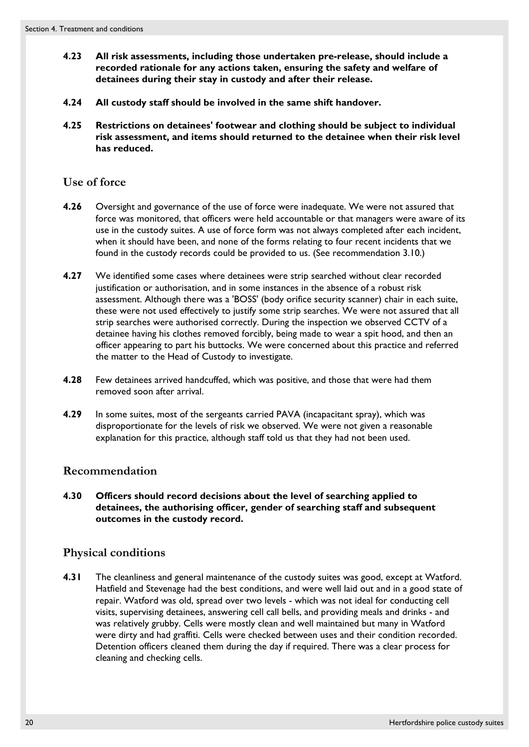**4.23 All risk assessments, including those undertaken pre-release, should include a recorded rationale for any actions taken, ensuring the safety and welfare of detainees during their stay in custody and after their release.**

**4.24 All custody staff should be involved in the same shift handover.**

**4.25 Restrictions on detainees' footwear and clothing should be subject to individual risk assessment, and items should returned to the detainee when their risk level has reduced.**

## Use of force

**4.26** Oversight and governance of the use of force were inadequate. We were not assured that force was monitored, that officers were held accountable or that managers were aware of its use in the custody suites. A use of force form was not always completed after each incident, when it should have been, and none of the forms relating to four recent incidents that we found in the custody records could be provided to us. (See recommendation 3.10.)

**4.27** We identified some cases where detainees were strip searched without clear recorded justification or authorisation, and in some instances in the absence of a robust risk assessment. Although there was a 'BOSS' (body orifice security scanner) chair in each suite, these were not used effectively to justify some strip searches. We were not assured that all strip searches were authorised correctly. During the inspection we observed CCTV of a detainee having his clothes removed forcibly, being made to wear a spit hood, and then an officer appearing to part his buttocks. We were concerned about this practice and referred the matter to the Head of Custody to investigate.

**4.28** Few detainees arrived handcuffed, which was positive, and those that were had them removed soon after arrival.

**4.29** In some suites, most of the sergeants carried PAVA (incapacitant spray), which was disproportionate for the levels of risk we observed. We were not given a reasonable explanation for this practice, although staff told us that they had not been used.

## Recommendation

**4.30 Officers should record decisions about the level of searching applied to detainees, the authorising officer, gender of searching staff and subsequent outcomes in the custody record.**

## Physical conditions

**4.31** The cleanliness and general maintenance of the custody suites was good, except at Watford. Hatfield and Stevenage had the best conditions, and were well laid out and in a good state of repair. Watford was old, spread over two levels - which was not ideal for conducting cell visits, supervising detainees, answering cell call bells, and providing meals and drinks - and was relatively grubby. Cells were mostly clean and well maintained but many in Watford were dirty and had graffiti. Cells were checked between uses and their condition recorded. Detention officers cleaned them during the day if required. There was a clear process for cleaning and checking cells.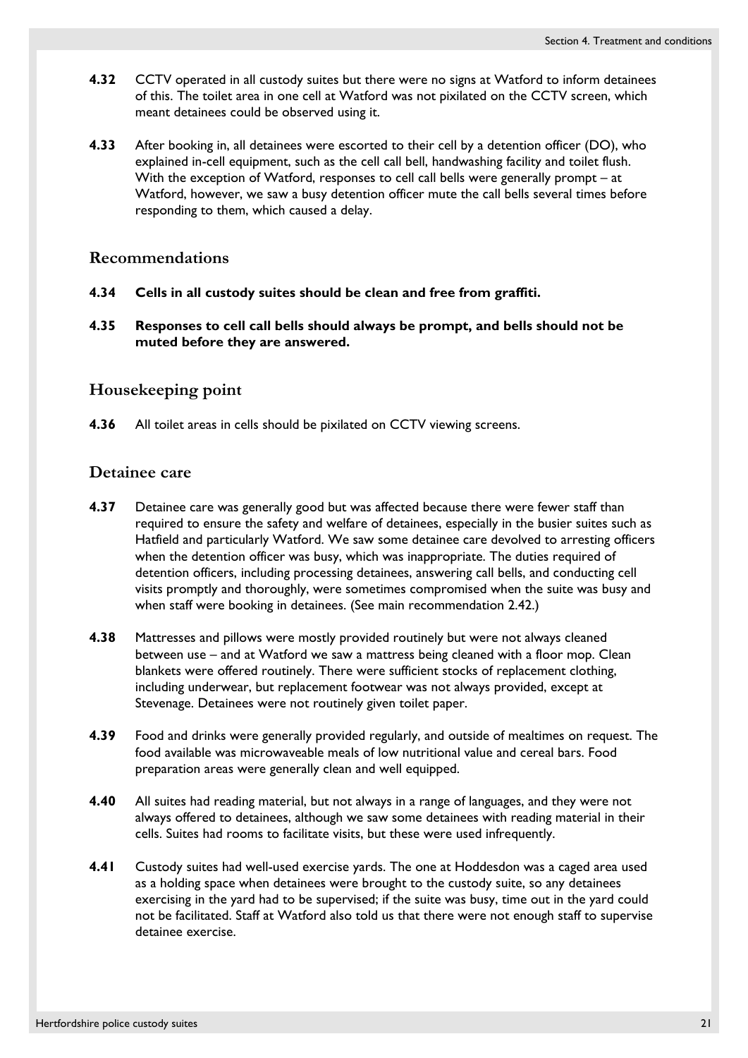**4.32** CCTV operated in all custody suites but there were no signs at Watford to inform detainees of this. The toilet area in one cell at Watford was not pixilated on the CCTV screen, which meant detainees could be observed using it.

**4.33** After booking in, all detainees were escorted to their cell by a detention officer (DO), who explained in-cell equipment, such as the cell call bell, handwashing facility and toilet flush. With the exception of Watford, responses to cell call bells were generally prompt – at Watford, however, we saw a busy detention officer mute the call bells several times before responding to them, which caused a delay.

## Recommendations

**4.34 Cells in all custody suites should be clean and free from graffiti.**

**4.35 Responses to cell call bells should always be prompt, and bells should not be muted before they are answered.**

## Housekeeping point

**4.36** All toilet areas in cells should be pixilated on CCTV viewing screens.

## Detainee care

**4.37** Detainee care was generally good but was affected because there were fewer staff than required to ensure the safety and welfare of detainees, especially in the busier suites such as Hatfield and particularly Watford. We saw some detainee care devolved to arresting officers when the detention officer was busy, which was inappropriate. The duties required of detention officers, including processing detainees, answering call bells, and conducting cell visits promptly and thoroughly, were sometimes compromised when the suite was busy and when staff were booking in detainees. (See main recommendation 2.42.)

**4.38** Mattresses and pillows were mostly provided routinely but were not always cleaned between use – and at Watford we saw a mattress being cleaned with a floor mop. Clean blankets were offered routinely. There were sufficient stocks of replacement clothing, including underwear, but replacement footwear was not always provided, except at Stevenage. Detainees were not routinely given toilet paper.

**4.39** Food and drinks were generally provided regularly, and outside of mealtimes on request. The food available was microwaveable meals of low nutritional value and cereal bars. Food preparation areas were generally clean and well equipped.

**4.40** All suites had reading material, but not always in a range of languages, and they were not always offered to detainees, although we saw some detainees with reading material in their cells. Suites had rooms to facilitate visits, but these were used infrequently.

**4.41** Custody suites had well-used exercise yards. The one at Hoddesdon was a caged area used as a holding space when detainees were brought to the custody suite, so any detainees exercising in the yard had to be supervised; if the suite was busy, time out in the yard could not be facilitated. Staff at Watford also told us that there were not enough staff to supervise detainee exercise.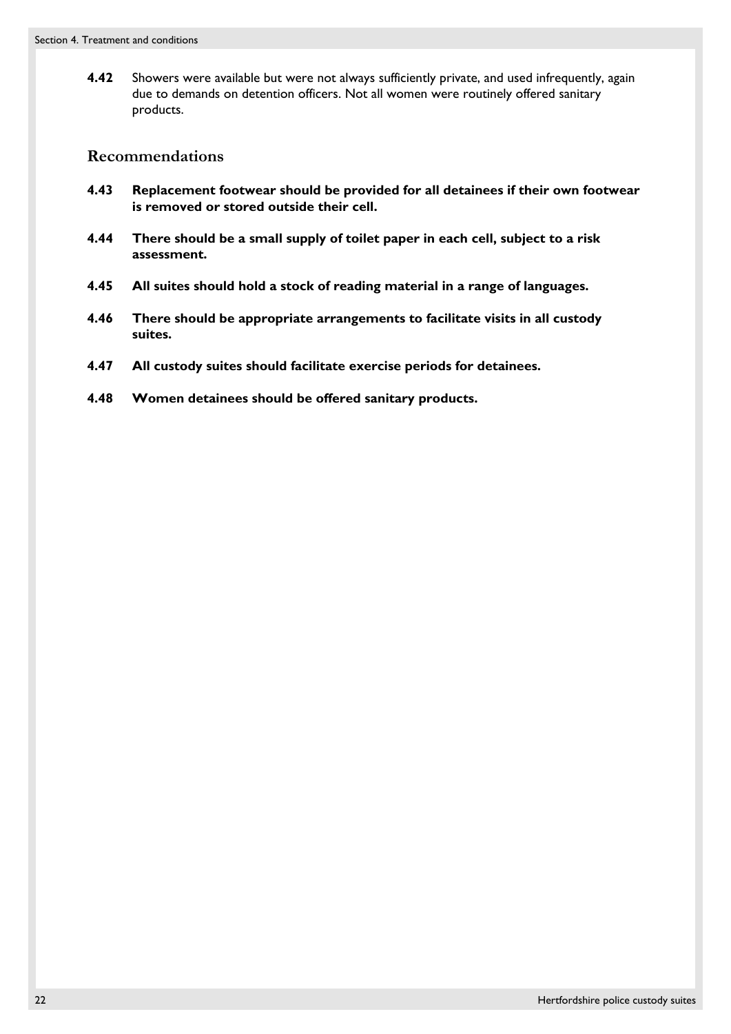**4.42** Showers were available but were not always sufficiently private, and used infrequently, again due to demands on detention officers. Not all women were routinely offered sanitary products.

## Recommendations

**4.43 Replacement footwear should be provided for all detainees if their own footwear is removed or stored outside their cell.**

**4.44 There should be a small supply of toilet paper in each cell, subject to a risk assessment.**

**4.45 All suites should hold a stock of reading material in a range of languages.**

**4.46 There should be appropriate arrangements to facilitate visits in all custody suites.**

**4.47 All custody suites should facilitate exercise periods for detainees.**

**4.48 Women detainees should be offered sanitary products.**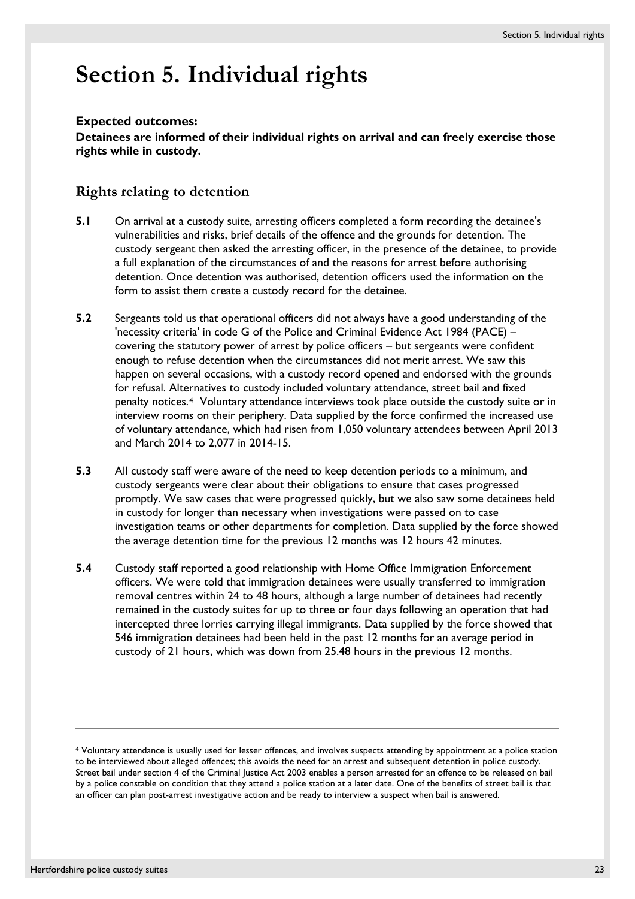# Section 5. Individual rights

**Expected outcomes:**

**Detainees are informed of their individual rights on arrival and can freely exercise those rights while in custody.**

## Rights relating to detention

**5.1** On arrival at a custody suite, arresting officers completed a form recording the detainee's vulnerabilities and risks, brief details of the offence and the grounds for detention. The custody sergeant then asked the arresting officer, in the presence of the detainee, to provide a full explanation of the circumstances of and the reasons for arrest before authorising detention. Once detention was authorised, detention officers used the information on the form to assist them create a custody record for the detainee.

**5.2** Sergeants told us that operational officers did not always have a good understanding of the 'necessity criteria' in code G of the Police and Criminal Evidence Act 1984 (PACE) – covering the statutory power of arrest by police officers – but sergeants were confident enough to refuse detention when the circumstances did not merit arrest. We saw this happen on several occasions, with a custody record opened and endorsed with the grounds for refusal. Alternatives to custody included voluntary attendance, street bail and fixed penalty notices.[4] Voluntary attendance interviews took place outside the custody suite or in interview rooms on their periphery. Data supplied by the force confirmed the increased use of voluntary attendance, which had risen from 1,050 voluntary attendees between April 2013 and March 2014 to 2,077 in 2014-15.

**5.3** All custody staff were aware of the need to keep detention periods to a minimum, and custody sergeants were clear about their obligations to ensure that cases progressed promptly. We saw cases that were progressed quickly, but we also saw some detainees held in custody for longer than necessary when investigations were passed on to case investigation teams or other departments for completion. Data supplied by the force showed the average detention time for the previous 12 months was 12 hours 42 minutes.

**5.4** Custody staff reported a good relationship with Home Office Immigration Enforcement officers. We were told that immigration detainees were usually transferred to immigration removal centres within 24 to 48 hours, although a large number of detainees had recently remained in the custody suites for up to three or four days following an operation that had intercepted three lorries carrying illegal immigrants. Data supplied by the force showed that 546 immigration detainees had been held in the past 12 months for an average period in custody of 21 hours, which was down from 25.48 hours in the previous 12 months.

---

[4] Voluntary attendance is usually used for lesser offences, and involves suspects attending by appointment at a police station to be interviewed about alleged offences; this avoids the need for an arrest and subsequent detention in police custody. Street bail under section 4 of the Criminal Justice Act 2003 enables a person arrested for an offence to be released on bail by a police constable on condition that they attend a police station at a later date. One of the benefits of street bail is that an officer can plan post-arrest investigative action and be ready to interview a suspect when bail is answered.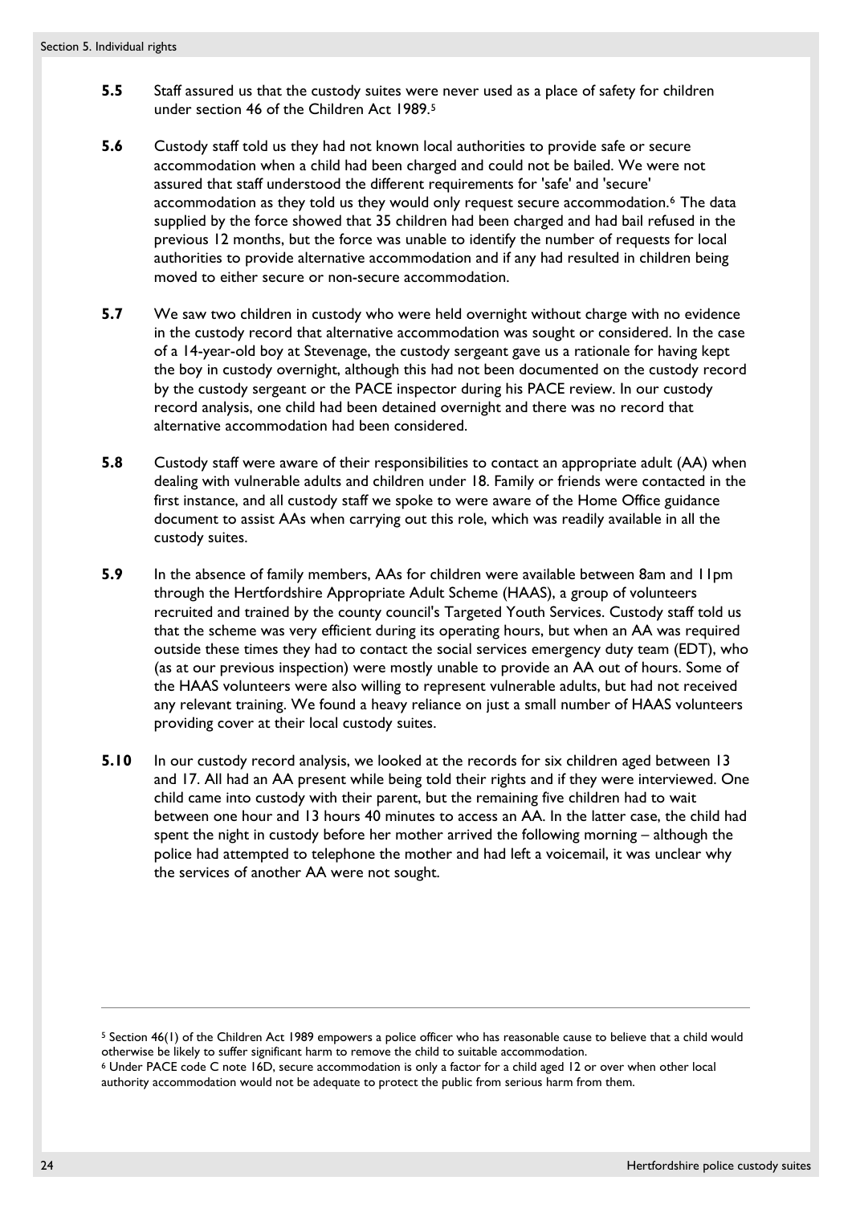**5.5** Staff assured us that the custody suites were never used as a place of safety for children under section 46 of the Children Act 1989.[5]

**5.6** Custody staff told us they had not known local authorities to provide safe or secure accommodation when a child had been charged and could not be bailed. We were not assured that staff understood the different requirements for 'safe' and 'secure' accommodation as they told us they would only request secure accommodation.[6] The data supplied by the force showed that 35 children had been charged and had bail refused in the previous 12 months, but the force was unable to identify the number of requests for local authorities to provide alternative accommodation and if any had resulted in children being moved to either secure or non-secure accommodation.

**5.7** We saw two children in custody who were held overnight without charge with no evidence in the custody record that alternative accommodation was sought or considered. In the case of a 14-year-old boy at Stevenage, the custody sergeant gave us a rationale for having kept the boy in custody overnight, although this had not been documented on the custody record by the custody sergeant or the PACE inspector during his PACE review. In our custody record analysis, one child had been detained overnight and there was no record that alternative accommodation had been considered.

**5.8** Custody staff were aware of their responsibilities to contact an appropriate adult (AA) when dealing with vulnerable adults and children under 18. Family or friends were contacted in the first instance, and all custody staff we spoke to were aware of the Home Office guidance document to assist AAs when carrying out this role, which was readily available in all the custody suites.

**5.9** In the absence of family members, AAs for children were available between 8am and 11pm through the Hertfordshire Appropriate Adult Scheme (HAAS), a group of volunteers recruited and trained by the county council's Targeted Youth Services. Custody staff told us that the scheme was very efficient during its operating hours, but when an AA was required outside these times they had to contact the social services emergency duty team (EDT), who (as at our previous inspection) were mostly unable to provide an AA out of hours. Some of the HAAS volunteers were also willing to represent vulnerable adults, but had not received any relevant training. We found a heavy reliance on just a small number of HAAS volunteers providing cover at their local custody suites.

**5.10** In our custody record analysis, we looked at the records for six children aged between 13 and 17. All had an AA present while being told their rights and if they were interviewed. One child came into custody with their parent, but the remaining five children had to wait between one hour and 13 hours 40 minutes to access an AA. In the latter case, the child had spent the night in custody before her mother arrived the following morning – although the police had attempted to telephone the mother and had left a voicemail, it was unclear why the services of another AA were not sought.

---

[5] Section 46(1) of the Children Act 1989 empowers a police officer who has reasonable cause to believe that a child would otherwise be likely to suffer significant harm to remove the child to suitable accommodation.

[6] Under PACE code C note 16D, secure accommodation is only a factor for a child aged 12 or over when other local authority accommodation would not be adequate to protect the public from serious harm from them.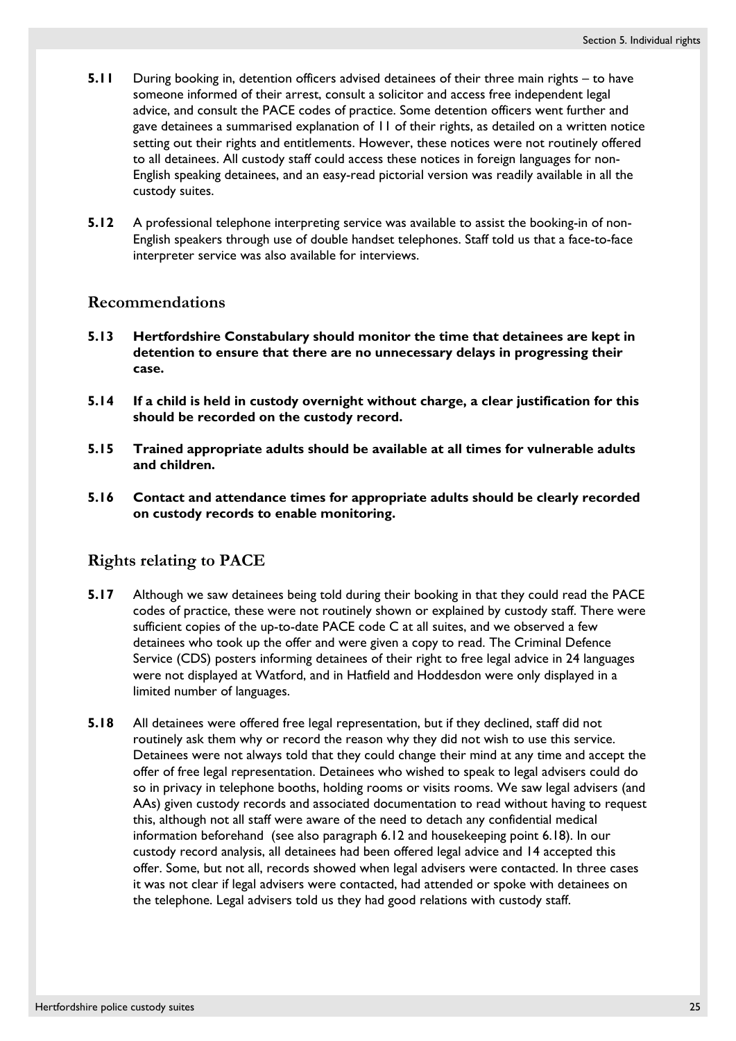**5.11** During booking in, detention officers advised detainees of their three main rights – to have someone informed of their arrest, consult a solicitor and access free independent legal advice, and consult the PACE codes of practice. Some detention officers went further and gave detainees a summarised explanation of 11 of their rights, as detailed on a written notice setting out their rights and entitlements. However, these notices were not routinely offered to all detainees. All custody staff could access these notices in foreign languages for non-English speaking detainees, and an easy-read pictorial version was readily available in all the custody suites.

**5.12** A professional telephone interpreting service was available to assist the booking-in of non-English speakers through use of double handset telephones. Staff told us that a face-to-face interpreter service was also available for interviews.

## Recommendations

**5.13 Hertfordshire Constabulary should monitor the time that detainees are kept in detention to ensure that there are no unnecessary delays in progressing their case.**

**5.14 If a child is held in custody overnight without charge, a clear justification for this should be recorded on the custody record.**

**5.15 Trained appropriate adults should be available at all times for vulnerable adults and children.**

**5.16 Contact and attendance times for appropriate adults should be clearly recorded on custody records to enable monitoring.**

## Rights relating to PACE

**5.17** Although we saw detainees being told during their booking in that they could read the PACE codes of practice, these were not routinely shown or explained by custody staff. There were sufficient copies of the up-to-date PACE code C at all suites, and we observed a few detainees who took up the offer and were given a copy to read. The Criminal Defence Service (CDS) posters informing detainees of their right to free legal advice in 24 languages were not displayed at Watford, and in Hatfield and Hoddesdon were only displayed in a limited number of languages.

**5.18** All detainees were offered free legal representation, but if they declined, staff did not routinely ask them why or record the reason why they did not wish to use this service. Detainees were not always told that they could change their mind at any time and accept the offer of free legal representation. Detainees who wished to speak to legal advisers could do so in privacy in telephone booths, holding rooms or visits rooms. We saw legal advisers (and AAs) given custody records and associated documentation to read without having to request this, although not all staff were aware of the need to detach any confidential medical information beforehand (see also paragraph 6.12 and housekeeping point 6.18). In our custody record analysis, all detainees had been offered legal advice and 14 accepted this offer. Some, but not all, records showed when legal advisers were contacted. In three cases it was not clear if legal advisers were contacted, had attended or spoke with detainees on the telephone. Legal advisers told us they had good relations with custody staff.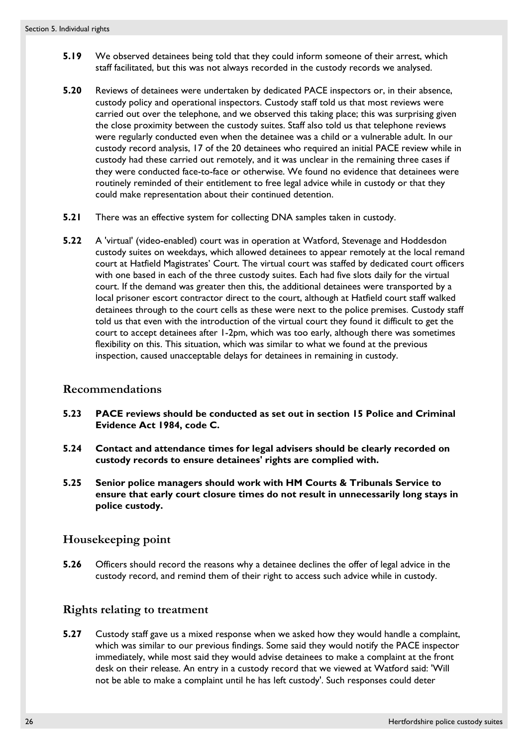**5.19** We observed detainees being told that they could inform someone of their arrest, which staff facilitated, but this was not always recorded in the custody records we analysed.

**5.20** Reviews of detainees were undertaken by dedicated PACE inspectors or, in their absence, custody policy and operational inspectors. Custody staff told us that most reviews were carried out over the telephone, and we observed this taking place; this was surprising given the close proximity between the custody suites. Staff also told us that telephone reviews were regularly conducted even when the detainee was a child or a vulnerable adult. In our custody record analysis, 17 of the 20 detainees who required an initial PACE review while in custody had these carried out remotely, and it was unclear in the remaining three cases if they were conducted face-to-face or otherwise. We found no evidence that detainees were routinely reminded of their entitlement to free legal advice while in custody or that they could make representation about their continued detention.

**5.21** There was an effective system for collecting DNA samples taken in custody.

**5.22** A 'virtual' (video-enabled) court was in operation at Watford, Stevenage and Hoddesdon custody suites on weekdays, which allowed detainees to appear remotely at the local remand court at Hatfield Magistrates' Court. The virtual court was staffed by dedicated court officers with one based in each of the three custody suites. Each had five slots daily for the virtual court. If the demand was greater then this, the additional detainees were transported by a local prisoner escort contractor direct to the court, although at Hatfield court staff walked detainees through to the court cells as these were next to the police premises. Custody staff told us that even with the introduction of the virtual court they found it difficult to get the court to accept detainees after 1-2pm, which was too early, although there was sometimes flexibility on this. This situation, which was similar to what we found at the previous inspection, caused unacceptable delays for detainees in remaining in custody.

## Recommendations

**5.23 PACE reviews should be conducted as set out in section 15 Police and Criminal Evidence Act 1984, code C.**

**5.24 Contact and attendance times for legal advisers should be clearly recorded on custody records to ensure detainees' rights are complied with.**

**5.25 Senior police managers should work with HM Courts & Tribunals Service to ensure that early court closure times do not result in unnecessarily long stays in police custody.**

## Housekeeping point

**5.26** Officers should record the reasons why a detainee declines the offer of legal advice in the custody record, and remind them of their right to access such advice while in custody.

## Rights relating to treatment

**5.27** Custody staff gave us a mixed response when we asked how they would handle a complaint, which was similar to our previous findings. Some said they would notify the PACE inspector immediately, while most said they would advise detainees to make a complaint at the front desk on their release. An entry in a custody record that we viewed at Watford said: 'Will not be able to make a complaint until he has left custody'. Such responses could deter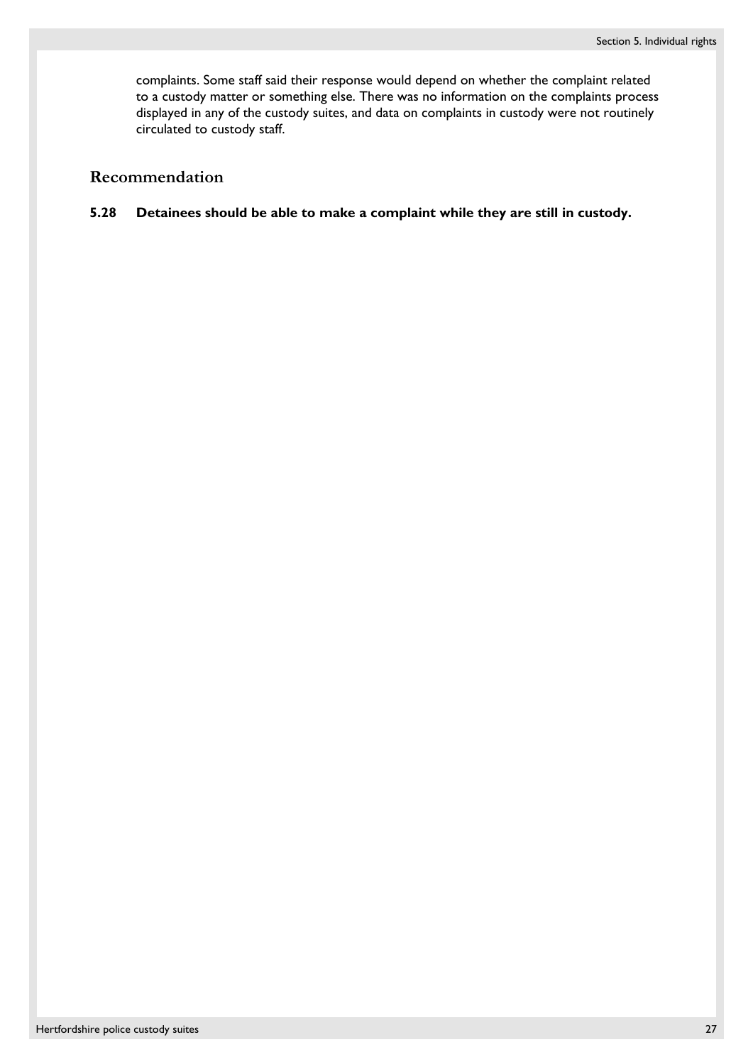complaints. Some staff said their response would depend on whether the complaint related to a custody matter or something else. There was no information on the complaints process displayed in any of the custody suites, and data on complaints in custody were not routinely circulated to custody staff.

## Recommendation

**5.28 Detainees should be able to make a complaint while they are still in custody.**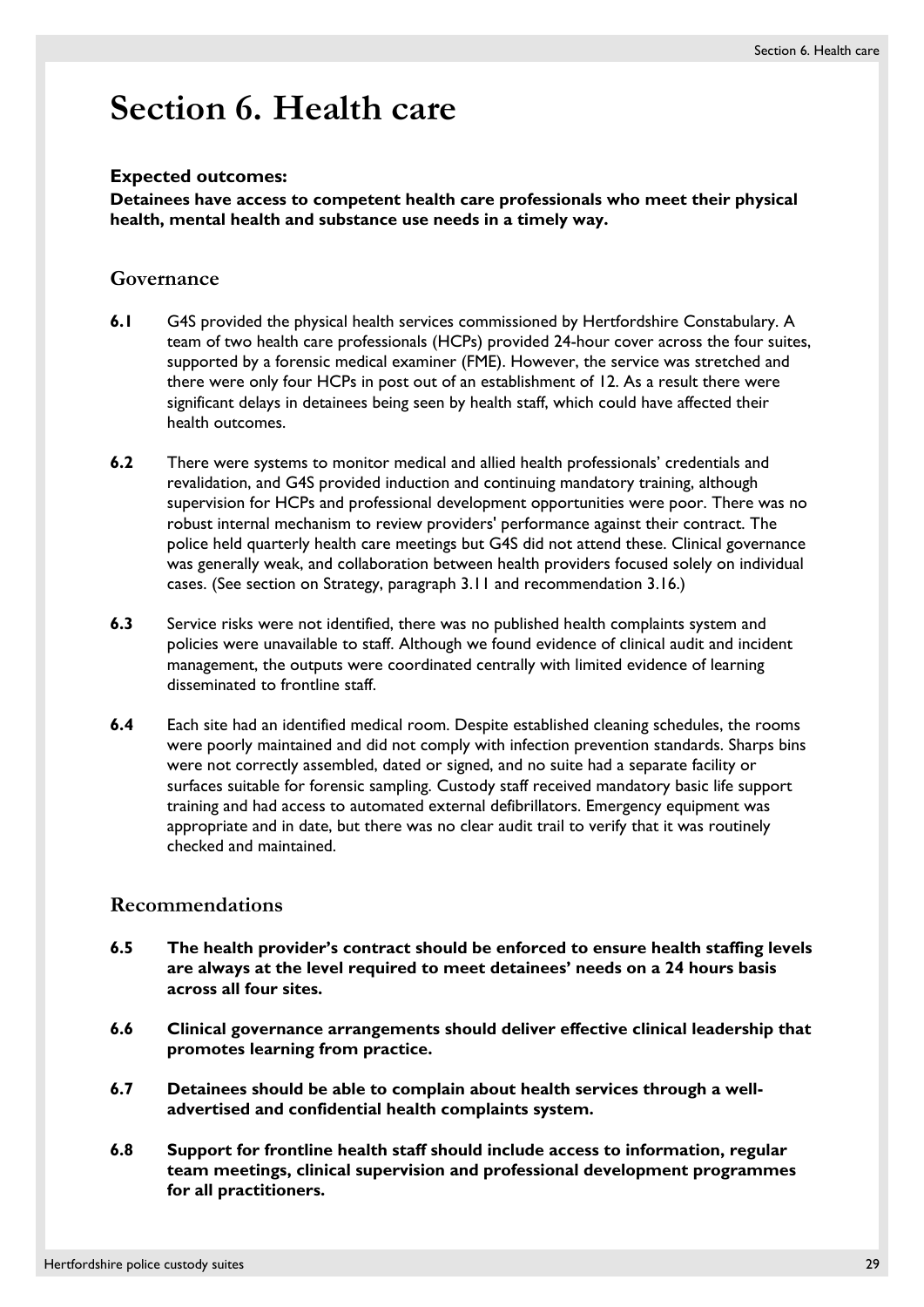# Section 6. Health care

**Expected outcomes:**

**Detainees have access to competent health care professionals who meet their physical health, mental health and substance use needs in a timely way.**

## Governance

**6.1** G4S provided the physical health services commissioned by Hertfordshire Constabulary. A team of two health care professionals (HCPs) provided 24-hour cover across the four suites, supported by a forensic medical examiner (FME). However, the service was stretched and there were only four HCPs in post out of an establishment of 12. As a result there were significant delays in detainees being seen by health staff, which could have affected their health outcomes.

**6.2** There were systems to monitor medical and allied health professionals' credentials and revalidation, and G4S provided induction and continuing mandatory training, although supervision for HCPs and professional development opportunities were poor. There was no robust internal mechanism to review providers' performance against their contract. The police held quarterly health care meetings but G4S did not attend these. Clinical governance was generally weak, and collaboration between health providers focused solely on individual cases. (See section on Strategy, paragraph 3.11 and recommendation 3.16.)

**6.3** Service risks were not identified, there was no published health complaints system and policies were unavailable to staff. Although we found evidence of clinical audit and incident management, the outputs were coordinated centrally with limited evidence of learning disseminated to frontline staff.

**6.4** Each site had an identified medical room. Despite established cleaning schedules, the rooms were poorly maintained and did not comply with infection prevention standards. Sharps bins were not correctly assembled, dated or signed, and no suite had a separate facility or surfaces suitable for forensic sampling. Custody staff received mandatory basic life support training and had access to automated external defibrillators. Emergency equipment was appropriate and in date, but there was no clear audit trail to verify that it was routinely checked and maintained.

## Recommendations

**6.5** **The health provider's contract should be enforced to ensure health staffing levels are always at the level required to meet detainees' needs on a 24 hours basis across all four sites.**

**6.6** **Clinical governance arrangements should deliver effective clinical leadership that promotes learning from practice.**

**6.7** **Detainees should be able to complain about health services through a well-advertised and confidential health complaints system.**

**6.8** **Support for frontline health staff should include access to information, regular team meetings, clinical supervision and professional development programmes for all practitioners.**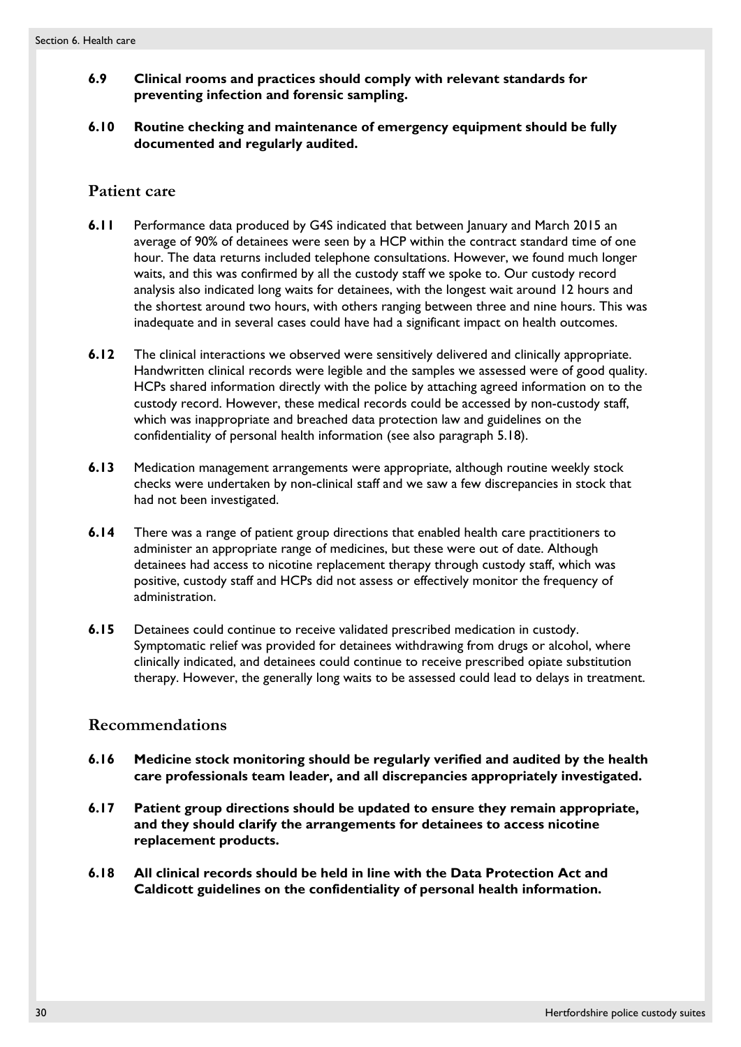**6.9 Clinical rooms and practices should comply with relevant standards for preventing infection and forensic sampling.**

**6.10 Routine checking and maintenance of emergency equipment should be fully documented and regularly audited.**

## Patient care

**6.11** Performance data produced by G4S indicated that between January and March 2015 an average of 90% of detainees were seen by a HCP within the contract standard time of one hour. The data returns included telephone consultations. However, we found much longer waits, and this was confirmed by all the custody staff we spoke to. Our custody record analysis also indicated long waits for detainees, with the longest wait around 12 hours and the shortest around two hours, with others ranging between three and nine hours. This was inadequate and in several cases could have had a significant impact on health outcomes.

**6.12** The clinical interactions we observed were sensitively delivered and clinically appropriate. Handwritten clinical records were legible and the samples we assessed were of good quality. HCPs shared information directly with the police by attaching agreed information on to the custody record. However, these medical records could be accessed by non-custody staff, which was inappropriate and breached data protection law and guidelines on the confidentiality of personal health information (see also paragraph 5.18).

**6.13** Medication management arrangements were appropriate, although routine weekly stock checks were undertaken by non-clinical staff and we saw a few discrepancies in stock that had not been investigated.

**6.14** There was a range of patient group directions that enabled health care practitioners to administer an appropriate range of medicines, but these were out of date. Although detainees had access to nicotine replacement therapy through custody staff, which was positive, custody staff and HCPs did not assess or effectively monitor the frequency of administration.

**6.15** Detainees could continue to receive validated prescribed medication in custody. Symptomatic relief was provided for detainees withdrawing from drugs or alcohol, where clinically indicated, and detainees could continue to receive prescribed opiate substitution therapy. However, the generally long waits to be assessed could lead to delays in treatment.

## Recommendations

**6.16 Medicine stock monitoring should be regularly verified and audited by the health care professionals team leader, and all discrepancies appropriately investigated.**

**6.17 Patient group directions should be updated to ensure they remain appropriate, and they should clarify the arrangements for detainees to access nicotine replacement products.**

**6.18 All clinical records should be held in line with the Data Protection Act and Caldicott guidelines on the confidentiality of personal health information.**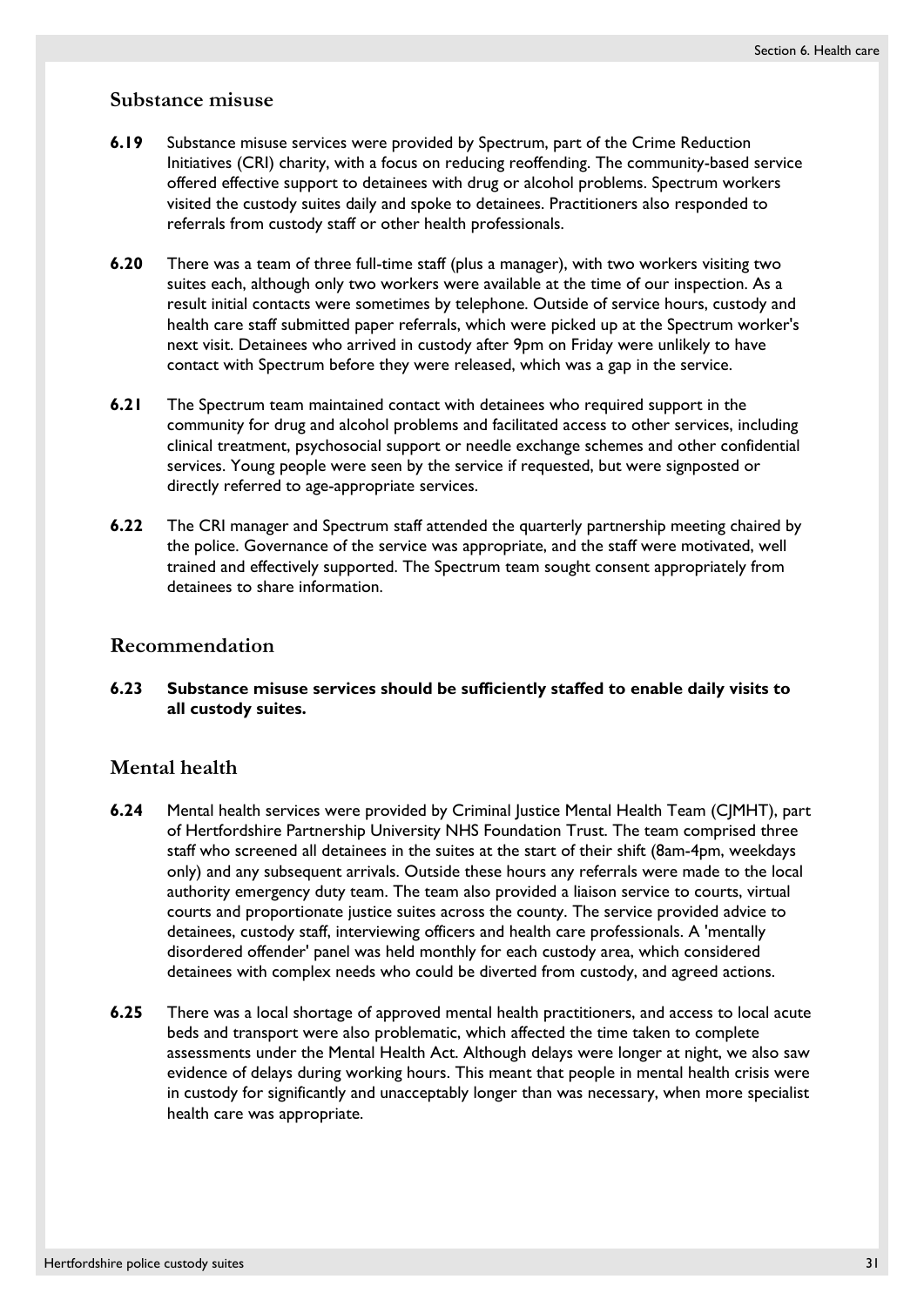## Substance misuse

**6.19** Substance misuse services were provided by Spectrum, part of the Crime Reduction Initiatives (CRI) charity, with a focus on reducing reoffending. The community-based service offered effective support to detainees with drug or alcohol problems. Spectrum workers visited the custody suites daily and spoke to detainees. Practitioners also responded to referrals from custody staff or other health professionals.

**6.20** There was a team of three full-time staff (plus a manager), with two workers visiting two suites each, although only two workers were available at the time of our inspection. As a result initial contacts were sometimes by telephone. Outside of service hours, custody and health care staff submitted paper referrals, which were picked up at the Spectrum worker's next visit. Detainees who arrived in custody after 9pm on Friday were unlikely to have contact with Spectrum before they were released, which was a gap in the service.

**6.21** The Spectrum team maintained contact with detainees who required support in the community for drug and alcohol problems and facilitated access to other services, including clinical treatment, psychosocial support or needle exchange schemes and other confidential services. Young people were seen by the service if requested, but were signposted or directly referred to age-appropriate services.

**6.22** The CRI manager and Spectrum staff attended the quarterly partnership meeting chaired by the police. Governance of the service was appropriate, and the staff were motivated, well trained and effectively supported. The Spectrum team sought consent appropriately from detainees to share information.

## Recommendation

**6.23 Substance misuse services should be sufficiently staffed to enable daily visits to all custody suites.**

## Mental health

**6.24** Mental health services were provided by Criminal Justice Mental Health Team (CJMHT), part of Hertfordshire Partnership University NHS Foundation Trust. The team comprised three staff who screened all detainees in the suites at the start of their shift (8am-4pm, weekdays only) and any subsequent arrivals. Outside these hours any referrals were made to the local authority emergency duty team. The team also provided a liaison service to courts, virtual courts and proportionate justice suites across the county. The service provided advice to detainees, custody staff, interviewing officers and health care professionals. A 'mentally disordered offender' panel was held monthly for each custody area, which considered detainees with complex needs who could be diverted from custody, and agreed actions.

**6.25** There was a local shortage of approved mental health practitioners, and access to local acute beds and transport were also problematic, which affected the time taken to complete assessments under the Mental Health Act. Although delays were longer at night, we also saw evidence of delays during working hours. This meant that people in mental health crisis were in custody for significantly and unacceptably longer than was necessary, when more specialist health care was appropriate.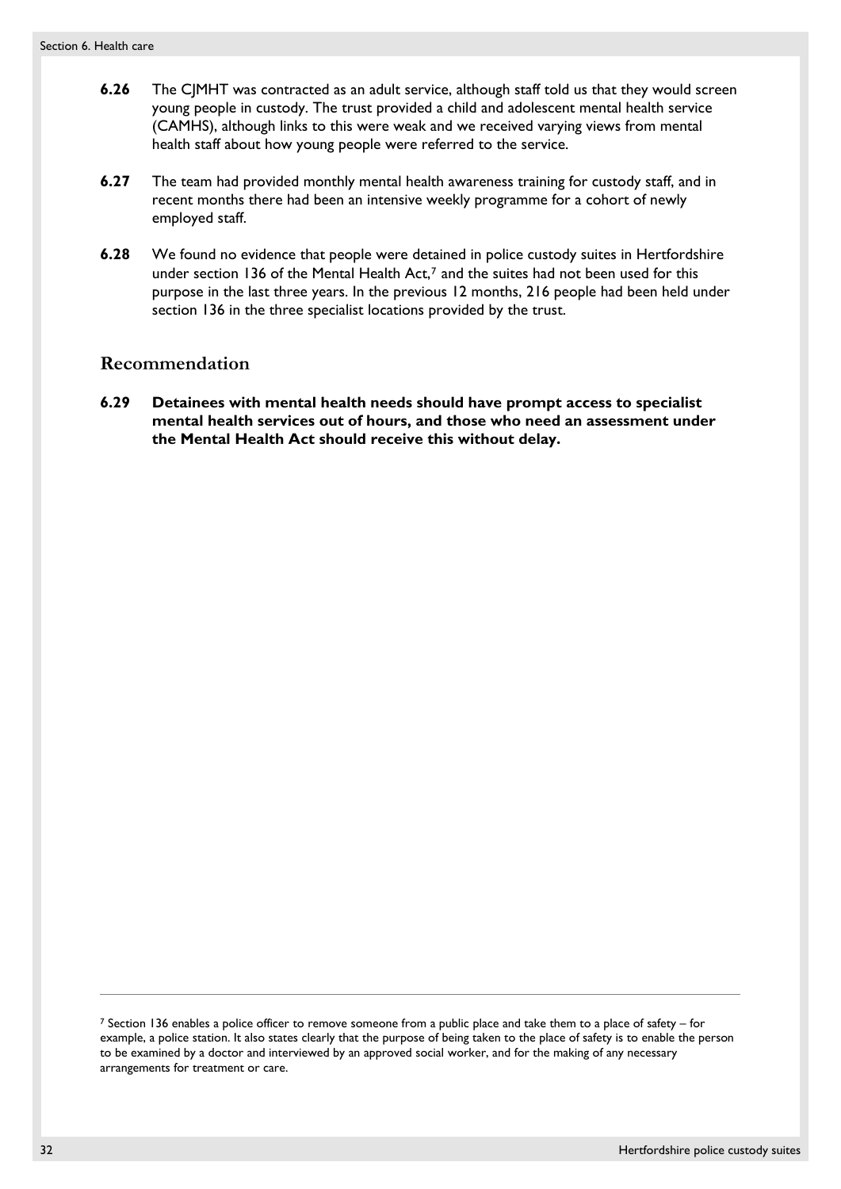**6.26** The CJMHT was contracted as an adult service, although staff told us that they would screen young people in custody. The trust provided a child and adolescent mental health service (CAMHS), although links to this were weak and we received varying views from mental health staff about how young people were referred to the service.

**6.27** The team had provided monthly mental health awareness training for custody staff, and in recent months there had been an intensive weekly programme for a cohort of newly employed staff.

**6.28** We found no evidence that people were detained in police custody suites in Hertfordshire under section 136 of the Mental Health Act,[7] and the suites had not been used for this purpose in the last three years. In the previous 12 months, 216 people had been held under section 136 in the three specialist locations provided by the trust.

## Recommendation

**6.29 Detainees with mental health needs should have prompt access to specialist mental health services out of hours, and those who need an assessment under the Mental Health Act should receive this without delay.**

---

[7] Section 136 enables a police officer to remove someone from a public place and take them to a place of safety – for example, a police station. It also states clearly that the purpose of being taken to the place of safety is to enable the person to be examined by a doctor and interviewed by an approved social worker, and for the making of any necessary arrangements for treatment or care.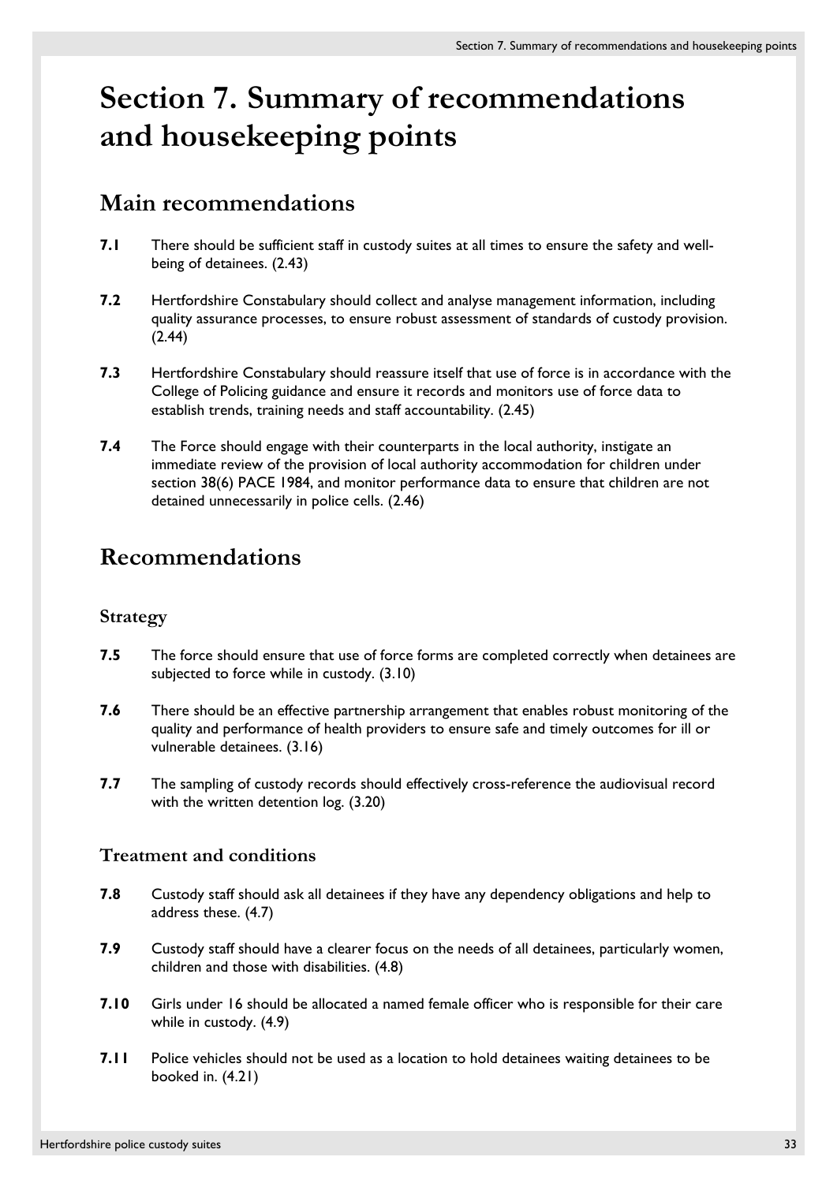# Section 7. Summary of recommendations and housekeeping points

## Main recommendations

**7.1** There should be sufficient staff in custody suites at all times to ensure the safety and well-being of detainees. (2.43)

**7.2** Hertfordshire Constabulary should collect and analyse management information, including quality assurance processes, to ensure robust assessment of standards of custody provision. (2.44)

**7.3** Hertfordshire Constabulary should reassure itself that use of force is in accordance with the College of Policing guidance and ensure it records and monitors use of force data to establish trends, training needs and staff accountability. (2.45)

**7.4** The Force should engage with their counterparts in the local authority, instigate an immediate review of the provision of local authority accommodation for children under section 38(6) PACE 1984, and monitor performance data to ensure that children are not detained unnecessarily in police cells. (2.46)

## Recommendations

### Strategy

**7.5** The force should ensure that use of force forms are completed correctly when detainees are subjected to force while in custody. (3.10)

**7.6** There should be an effective partnership arrangement that enables robust monitoring of the quality and performance of health providers to ensure safe and timely outcomes for ill or vulnerable detainees. (3.16)

**7.7** The sampling of custody records should effectively cross-reference the audiovisual record with the written detention log. (3.20)

### Treatment and conditions

**7.8** Custody staff should ask all detainees if they have any dependency obligations and help to address these. (4.7)

**7.9** Custody staff should have a clearer focus on the needs of all detainees, particularly women, children and those with disabilities. (4.8)

**7.10** Girls under 16 should be allocated a named female officer who is responsible for their care while in custody. (4.9)

**7.11** Police vehicles should not be used as a location to hold detainees waiting detainees to be booked in. (4.21)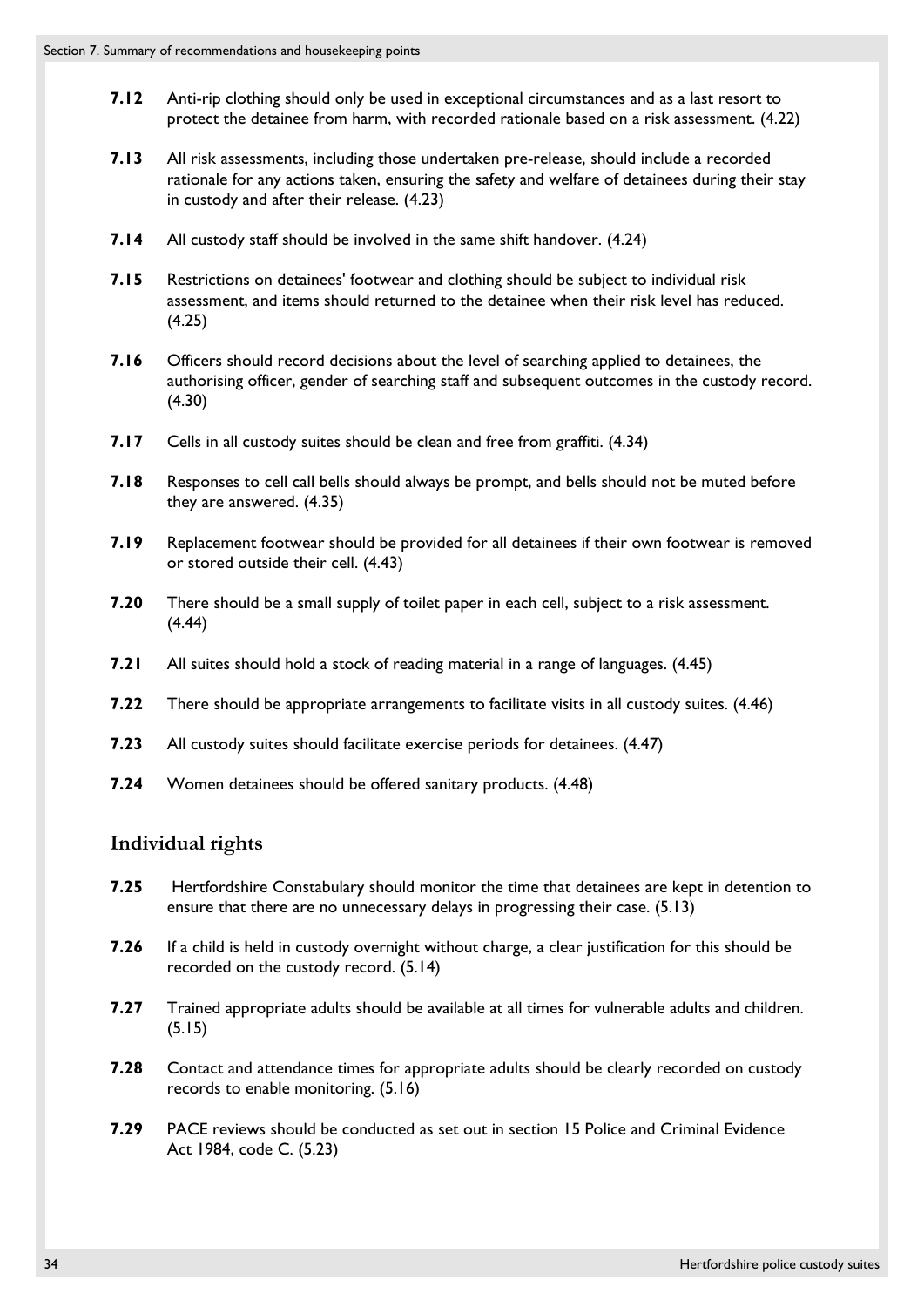**7.12** Anti-rip clothing should only be used in exceptional circumstances and as a last resort to protect the detainee from harm, with recorded rationale based on a risk assessment. (4.22)

**7.13** All risk assessments, including those undertaken pre-release, should include a recorded rationale for any actions taken, ensuring the safety and welfare of detainees during their stay in custody and after their release. (4.23)

**7.14** All custody staff should be involved in the same shift handover. (4.24)

**7.15** Restrictions on detainees' footwear and clothing should be subject to individual risk assessment, and items should returned to the detainee when their risk level has reduced. (4.25)

**7.16** Officers should record decisions about the level of searching applied to detainees, the authorising officer, gender of searching staff and subsequent outcomes in the custody record. (4.30)

**7.17** Cells in all custody suites should be clean and free from graffiti. (4.34)

**7.18** Responses to cell call bells should always be prompt, and bells should not be muted before they are answered. (4.35)

**7.19** Replacement footwear should be provided for all detainees if their own footwear is removed or stored outside their cell. (4.43)

**7.20** There should be a small supply of toilet paper in each cell, subject to a risk assessment. (4.44)

**7.21** All suites should hold a stock of reading material in a range of languages. (4.45)

**7.22** There should be appropriate arrangements to facilitate visits in all custody suites. (4.46)

**7.23** All custody suites should facilitate exercise periods for detainees. (4.47)

**7.24** Women detainees should be offered sanitary products. (4.48)

## Individual rights

**7.25** Hertfordshire Constabulary should monitor the time that detainees are kept in detention to ensure that there are no unnecessary delays in progressing their case. (5.13)

**7.26** If a child is held in custody overnight without charge, a clear justification for this should be recorded on the custody record. (5.14)

**7.27** Trained appropriate adults should be available at all times for vulnerable adults and children. (5.15)

**7.28** Contact and attendance times for appropriate adults should be clearly recorded on custody records to enable monitoring. (5.16)

**7.29** PACE reviews should be conducted as set out in section 15 Police and Criminal Evidence Act 1984, code C. (5.23)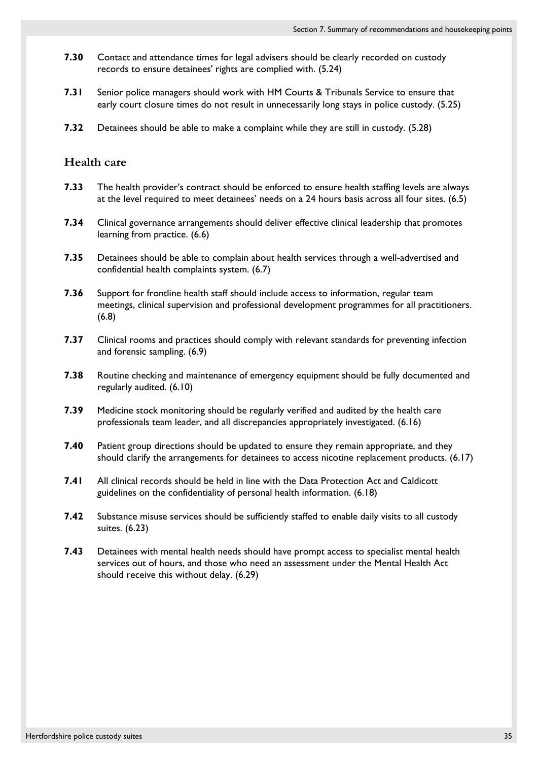**7.30** Contact and attendance times for legal advisers should be clearly recorded on custody records to ensure detainees' rights are complied with. (5.24)

**7.31** Senior police managers should work with HM Courts & Tribunals Service to ensure that early court closure times do not result in unnecessarily long stays in police custody. (5.25)

**7.32** Detainees should be able to make a complaint while they are still in custody. (5.28)

## Health care

**7.33** The health provider's contract should be enforced to ensure health staffing levels are always at the level required to meet detainees' needs on a 24 hours basis across all four sites. (6.5)

**7.34** Clinical governance arrangements should deliver effective clinical leadership that promotes learning from practice. (6.6)

**7.35** Detainees should be able to complain about health services through a well-advertised and confidential health complaints system. (6.7)

**7.36** Support for frontline health staff should include access to information, regular team meetings, clinical supervision and professional development programmes for all practitioners. (6.8)

**7.37** Clinical rooms and practices should comply with relevant standards for preventing infection and forensic sampling. (6.9)

**7.38** Routine checking and maintenance of emergency equipment should be fully documented and regularly audited. (6.10)

**7.39** Medicine stock monitoring should be regularly verified and audited by the health care professionals team leader, and all discrepancies appropriately investigated. (6.16)

**7.40** Patient group directions should be updated to ensure they remain appropriate, and they should clarify the arrangements for detainees to access nicotine replacement products. (6.17)

**7.41** All clinical records should be held in line with the Data Protection Act and Caldicott guidelines on the confidentiality of personal health information. (6.18)

**7.42** Substance misuse services should be sufficiently staffed to enable daily visits to all custody suites. (6.23)

**7.43** Detainees with mental health needs should have prompt access to specialist mental health services out of hours, and those who need an assessment under the Mental Health Act should receive this without delay. (6.29)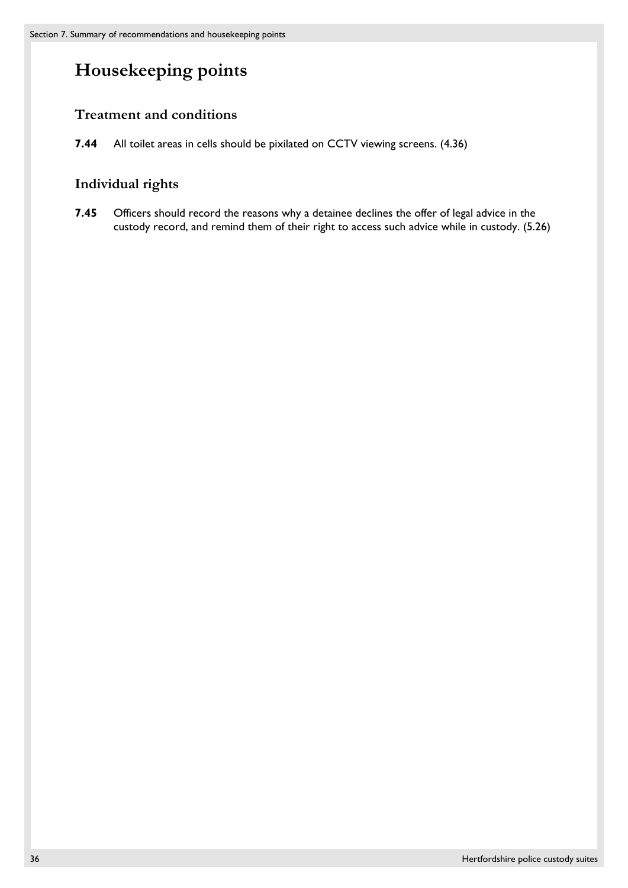# Housekeeping points

## Treatment and conditions

**7.44** All toilet areas in cells should be pixilated on CCTV viewing screens. (4.36)

## Individual rights

**7.45** Officers should record the reasons why a detainee declines the offer of legal advice in the custody record, and remind them of their right to access such advice while in custody. (5.26)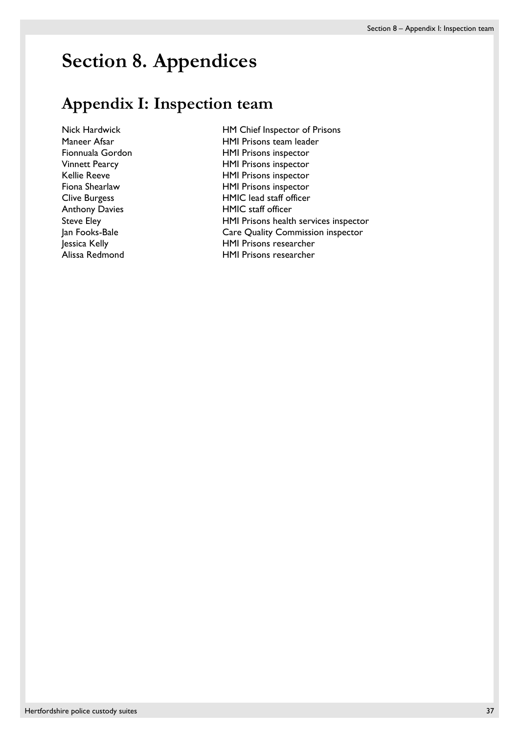# Section 8. Appendices

## Appendix I: Inspection team

| | |
|---|---|
| Nick Hardwick | HM Chief Inspector of Prisons |
| Maneer Afsar | HMI Prisons team leader |
| Fionnuala Gordon | HMI Prisons inspector |
| Vinnett Pearcy | HMI Prisons inspector |
| Kellie Reeve | HMI Prisons inspector |
| Fiona Shearlaw | HMI Prisons inspector |
| Clive Burgess | HMIC lead staff officer |
| Anthony Davies | HMIC staff officer |
| Steve Eley | HMI Prisons health services inspector |
| Jan Fooks-Bale | Care Quality Commission inspector |
| Jessica Kelly | HMI Prisons researcher |
| Alissa Redmond | HMI Prisons researcher |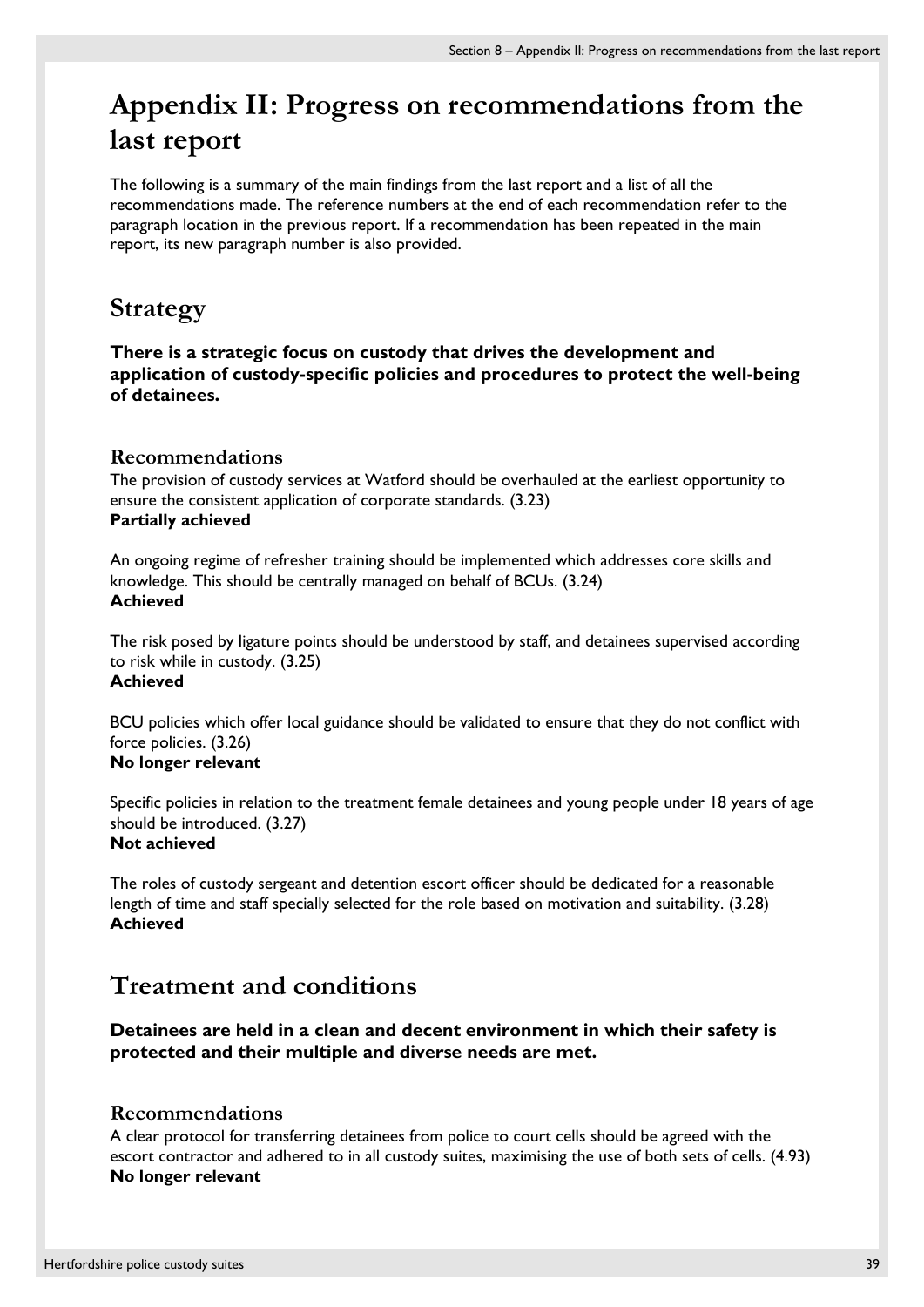# Appendix II: Progress on recommendations from the last report

The following is a summary of the main findings from the last report and a list of all the recommendations made. The reference numbers at the end of each recommendation refer to the paragraph location in the previous report. If a recommendation has been repeated in the main report, its new paragraph number is also provided.

## Strategy

**There is a strategic focus on custody that drives the development and application of custody-specific policies and procedures to protect the well-being of detainees.**

### Recommendations

The provision of custody services at Watford should be overhauled at the earliest opportunity to ensure the consistent application of corporate standards. (3.23)
**Partially achieved**

An ongoing regime of refresher training should be implemented which addresses core skills and knowledge. This should be centrally managed on behalf of BCUs. (3.24)
**Achieved**

The risk posed by ligature points should be understood by staff, and detainees supervised according to risk while in custody. (3.25)
**Achieved**

BCU policies which offer local guidance should be validated to ensure that they do not conflict with force policies. (3.26)
**No longer relevant**

Specific policies in relation to the treatment female detainees and young people under 18 years of age should be introduced. (3.27)
**Not achieved**

The roles of custody sergeant and detention escort officer should be dedicated for a reasonable length of time and staff specially selected for the role based on motivation and suitability. (3.28)
**Achieved**

## Treatment and conditions

**Detainees are held in a clean and decent environment in which their safety is protected and their multiple and diverse needs are met.**

### Recommendations

A clear protocol for transferring detainees from police to court cells should be agreed with the escort contractor and adhered to in all custody suites, maximising the use of both sets of cells. (4.93)
**No longer relevant**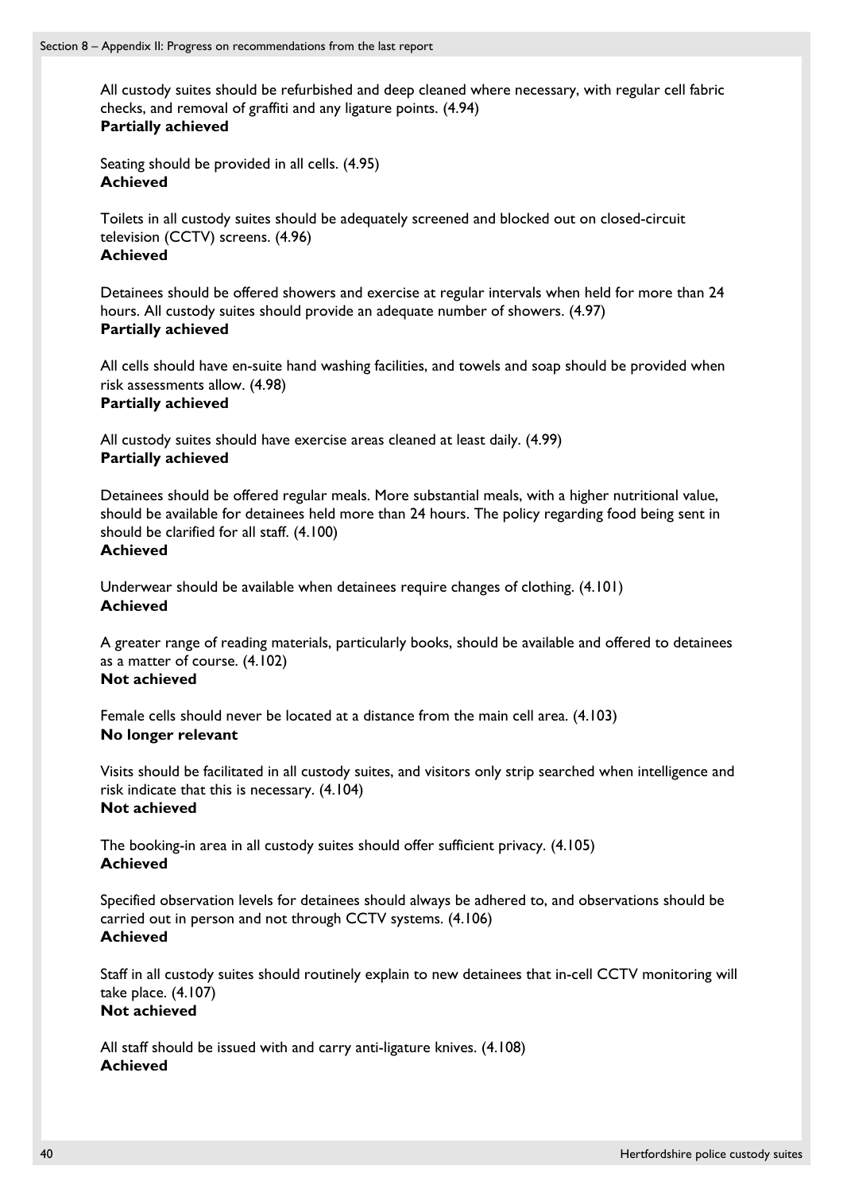All custody suites should be refurbished and deep cleaned where necessary, with regular cell fabric checks, and removal of graffiti and any ligature points. (4.94)
**Partially achieved**

Seating should be provided in all cells. (4.95)
**Achieved**

Toilets in all custody suites should be adequately screened and blocked out on closed-circuit television (CCTV) screens. (4.96)
**Achieved**

Detainees should be offered showers and exercise at regular intervals when held for more than 24 hours. All custody suites should provide an adequate number of showers. (4.97)
**Partially achieved**

All cells should have en-suite hand washing facilities, and towels and soap should be provided when risk assessments allow. (4.98)
**Partially achieved**

All custody suites should have exercise areas cleaned at least daily. (4.99)
**Partially achieved**

Detainees should be offered regular meals. More substantial meals, with a higher nutritional value, should be available for detainees held more than 24 hours. The policy regarding food being sent in should be clarified for all staff. (4.100)
**Achieved**

Underwear should be available when detainees require changes of clothing. (4.101)
**Achieved**

A greater range of reading materials, particularly books, should be available and offered to detainees as a matter of course. (4.102)
**Not achieved**

Female cells should never be located at a distance from the main cell area. (4.103)
**No longer relevant**

Visits should be facilitated in all custody suites, and visitors only strip searched when intelligence and risk indicate that this is necessary. (4.104)
**Not achieved**

The booking-in area in all custody suites should offer sufficient privacy. (4.105)
**Achieved**

Specified observation levels for detainees should always be adhered to, and observations should be carried out in person and not through CCTV systems. (4.106)
**Achieved**

Staff in all custody suites should routinely explain to new detainees that in-cell CCTV monitoring will take place. (4.107)
**Not achieved**

All staff should be issued with and carry anti-ligature knives. (4.108)
**Achieved**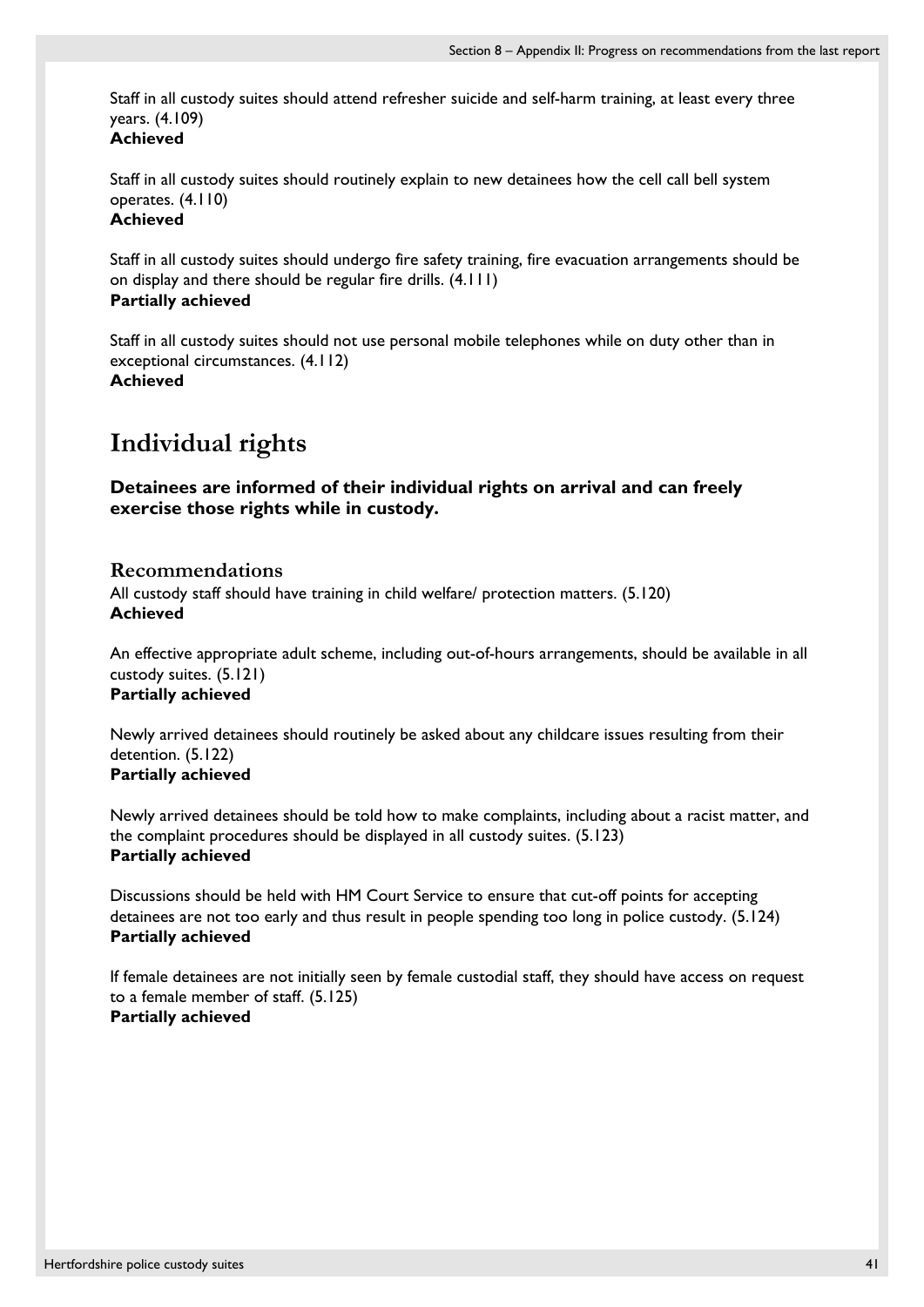Staff in all custody suites should attend refresher suicide and self-harm training, at least every three years. (4.109)
**Achieved**

Staff in all custody suites should routinely explain to new detainees how the cell call bell system operates. (4.110)
**Achieved**

Staff in all custody suites should undergo fire safety training, fire evacuation arrangements should be on display and there should be regular fire drills. (4.111)
**Partially achieved**

Staff in all custody suites should not use personal mobile telephones while on duty other than in exceptional circumstances. (4.112)
**Achieved**

# Individual rights

**Detainees are informed of their individual rights on arrival and can freely exercise those rights while in custody.**

## Recommendations

All custody staff should have training in child welfare/ protection matters. (5.120)
**Achieved**

An effective appropriate adult scheme, including out-of-hours arrangements, should be available in all custody suites. (5.121)
**Partially achieved**

Newly arrived detainees should routinely be asked about any childcare issues resulting from their detention. (5.122)
**Partially achieved**

Newly arrived detainees should be told how to make complaints, including about a racist matter, and the complaint procedures should be displayed in all custody suites. (5.123)
**Partially achieved**

Discussions should be held with HM Court Service to ensure that cut-off points for accepting detainees are not too early and thus result in people spending too long in police custody. (5.124)
**Partially achieved**

If female detainees are not initially seen by female custodial staff, they should have access on request to a female member of staff. (5.125)
**Partially achieved**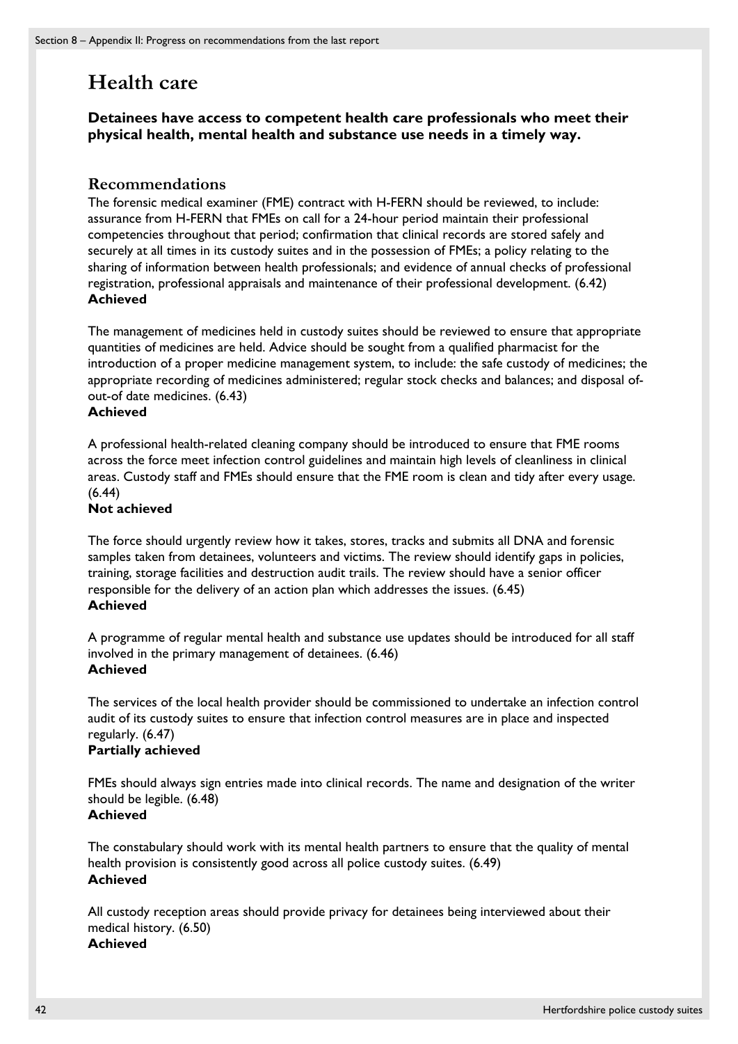# Health care

**Detainees have access to competent health care professionals who meet their physical health, mental health and substance use needs in a timely way.**

## Recommendations

The forensic medical examiner (FME) contract with H-FERN should be reviewed, to include: assurance from H-FERN that FMEs on call for a 24-hour period maintain their professional competencies throughout that period; confirmation that clinical records are stored safely and securely at all times in its custody suites and in the possession of FMEs; a policy relating to the sharing of information between health professionals; and evidence of annual checks of professional registration, professional appraisals and maintenance of their professional development. (6.42)
**Achieved**

The management of medicines held in custody suites should be reviewed to ensure that appropriate quantities of medicines are held. Advice should be sought from a qualified pharmacist for the introduction of a proper medicine management system, to include: the safe custody of medicines; the appropriate recording of medicines administered; regular stock checks and balances; and disposal of-out-of date medicines. (6.43)
**Achieved**

A professional health-related cleaning company should be introduced to ensure that FME rooms across the force meet infection control guidelines and maintain high levels of cleanliness in clinical areas. Custody staff and FMEs should ensure that the FME room is clean and tidy after every usage. (6.44)
**Not achieved**

The force should urgently review how it takes, stores, tracks and submits all DNA and forensic samples taken from detainees, volunteers and victims. The review should identify gaps in policies, training, storage facilities and destruction audit trails. The review should have a senior officer responsible for the delivery of an action plan which addresses the issues. (6.45)
**Achieved**

A programme of regular mental health and substance use updates should be introduced for all staff involved in the primary management of detainees. (6.46)
**Achieved**

The services of the local health provider should be commissioned to undertake an infection control audit of its custody suites to ensure that infection control measures are in place and inspected regularly. (6.47)
**Partially achieved**

FMEs should always sign entries made into clinical records. The name and designation of the writer should be legible. (6.48)
**Achieved**

The constabulary should work with its mental health partners to ensure that the quality of mental health provision is consistently good across all police custody suites. (6.49)
**Achieved**

All custody reception areas should provide privacy for detainees being interviewed about their medical history. (6.50)
**Achieved**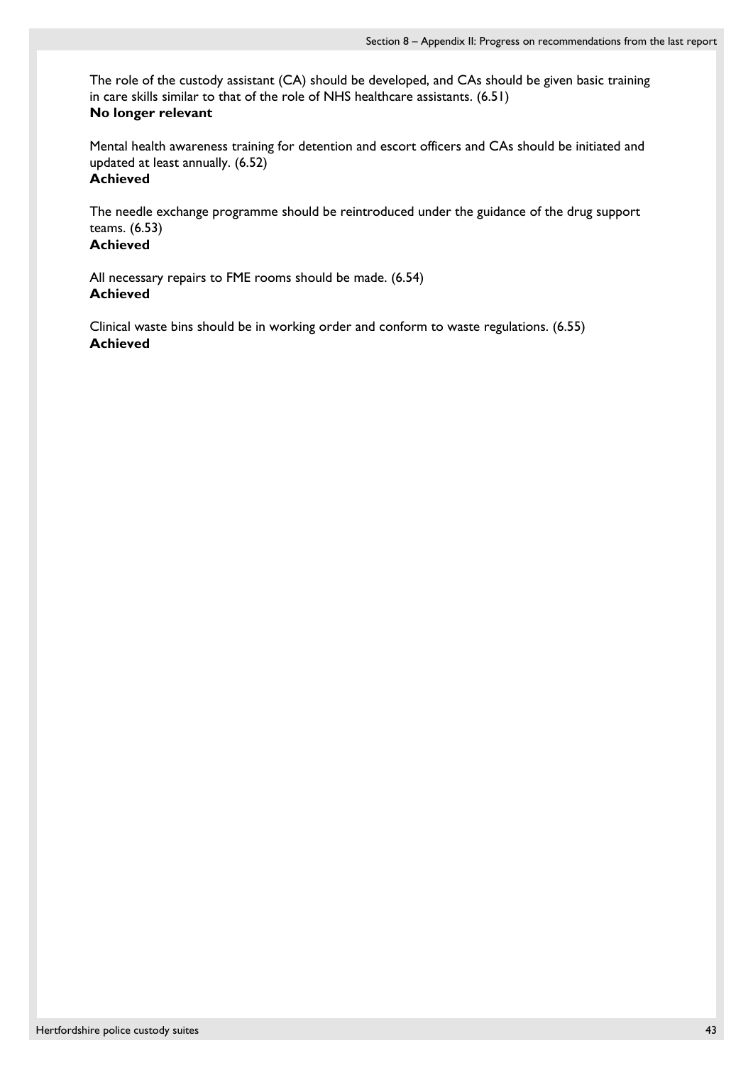The role of the custody assistant (CA) should be developed, and CAs should be given basic training in care skills similar to that of the role of NHS healthcare assistants. (6.51)
**No longer relevant**

Mental health awareness training for detention and escort officers and CAs should be initiated and updated at least annually. (6.52)
**Achieved**

The needle exchange programme should be reintroduced under the guidance of the drug support teams. (6.53)
**Achieved**

All necessary repairs to FME rooms should be made. (6.54)
**Achieved**

Clinical waste bins should be in working order and conform to waste regulations. (6.55)
**Achieved**